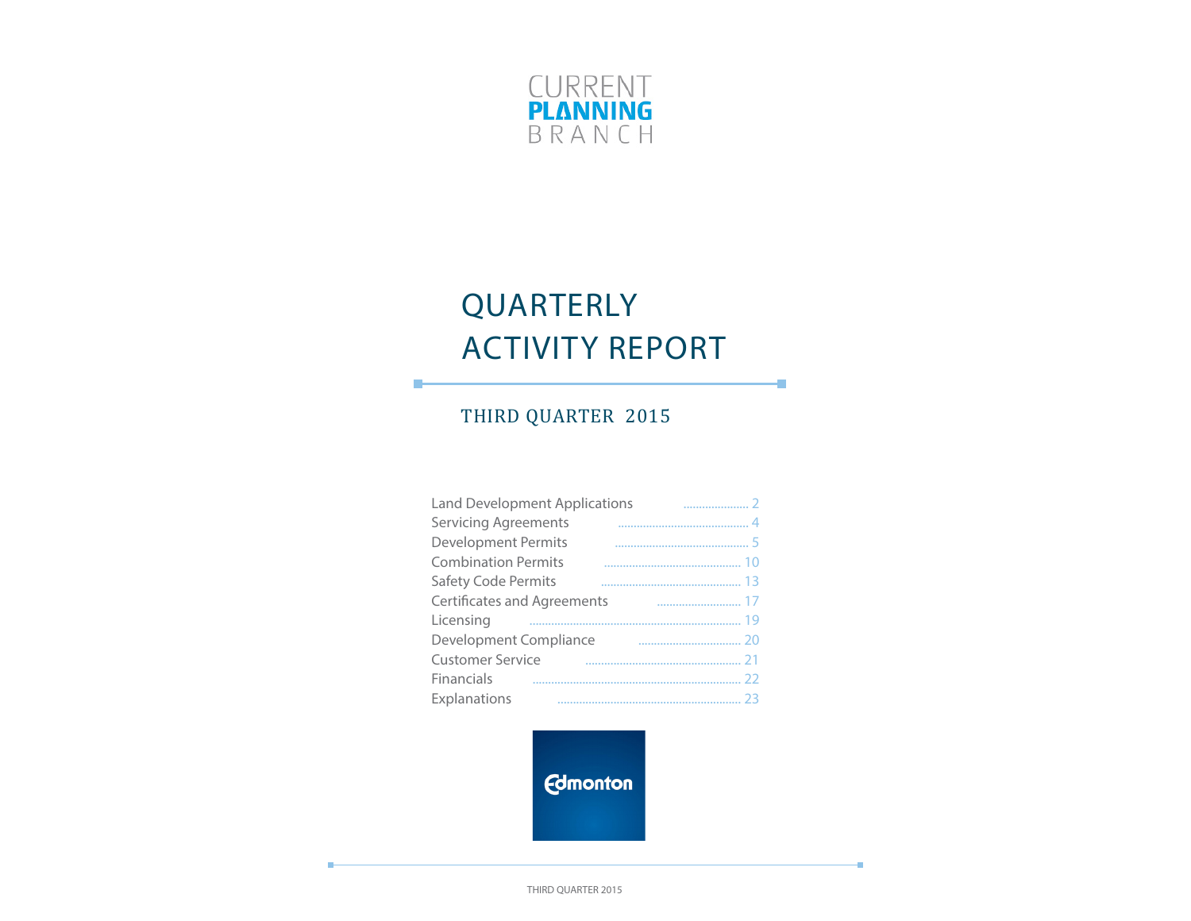CURRENT
**PLANNING**
BRANCH

# QUARTERLY ACTIVITY REPORT

## THIRD QUARTER 2015

- Land Development Applications .......... 2
- Servicing Agreements .......... 4
- Development Permits .......... 5
- Combination Permits .......... 10
- Safety Code Permits .......... 13
- Certificates and Agreements .......... 17
- Licensing .......... 19
- Development Compliance .......... 20
- Customer Service .......... 21
- Financials .......... 22
- Explanations .......... 23

Edmonton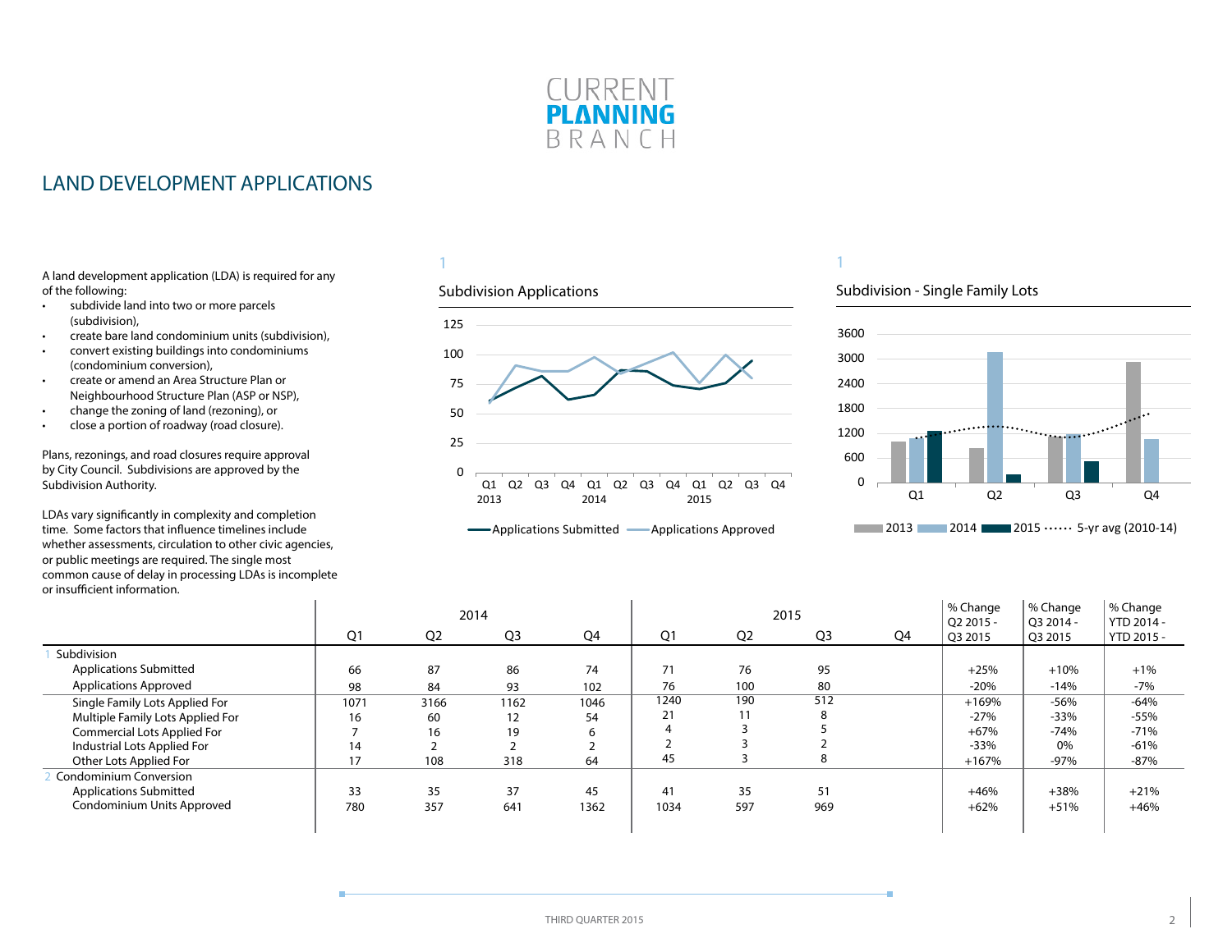# CURRENT PLANNING BRANCH

## LAND DEVELOPMENT APPLICATIONS

A land development application (LDA) is required for any of the following:

- subdivide land into two or more parcels (subdivision),
- create bare land condominium units (subdivision),
- convert existing buildings into condominiums (condominium conversion),
- create or amend an Area Structure Plan or Neighbourhood Structure Plan (ASP or NSP),
- change the zoning of land (rezoning), or
- close a portion of roadway (road closure).

Plans, rezonings, and road closures require approval by City Council. Subdivisions are approved by the Subdivision Authority.

LDAs vary significantly in complexity and completion time. Some factors that influence timelines include whether assessments, circulation to other civic agencies, or public meetings are required. The single most common cause of delay in processing LDAs is incomplete or insufficient information.

1

### Subdivision Applications

Applications Submitted — Applications Approved

1

### Subdivision - Single Family Lots

2013, 2014, 2015, 5-yr avg (2010-14)

| | 2014 Q1 | 2014 Q2 | 2014 Q3 | 2014 Q4 | 2015 Q1 | 2015 Q2 | 2015 Q3 | 2015 Q4 | % Change Q2 2015 - Q3 2015 | % Change Q3 2014 - Q3 2015 | % Change YTD 2014 - YTD 2015 - |
|---|---|---|---|---|---|---|---|---|---|---|---|
| 1 Subdivision | | | | | | | | | | | |
| Applications Submitted | 66 | 87 | 86 | 74 | 71 | 76 | 95 | | +25% | +10% | +1% |
| Applications Approved | 98 | 84 | 93 | 102 | 76 | 100 | 80 | | -20% | -14% | -7% |
| Single Family Lots Applied For | 1071 | 3166 | 1162 | 1046 | 1240 | 190 | 512 | | +169% | -56% | -64% |
| Multiple Family Lots Applied For | 16 | 60 | 12 | 54 | 21 | 11 | 8 | | -27% | -33% | -55% |
| Commercial Lots Applied For | 7 | 16 | 19 | 6 | 4 | 3 | 5 | | +67% | -74% | -71% |
| Industrial Lots Applied For | 14 | 2 | 2 | 2 | 2 | 3 | 2 | | -33% | 0% | -61% |
| Other Lots Applied For | 17 | 108 | 318 | 64 | 45 | 3 | 8 | | +167% | -97% | -87% |
| 2 Condominium Conversion | | | | | | | | | | | |
| Applications Submitted | 33 | 35 | 37 | 45 | 41 | 35 | 51 | | +46% | +38% | +21% |
| Condominium Units Approved | 780 | 357 | 641 | 1362 | 1034 | 597 | 969 | | +62% | +51% | +46% |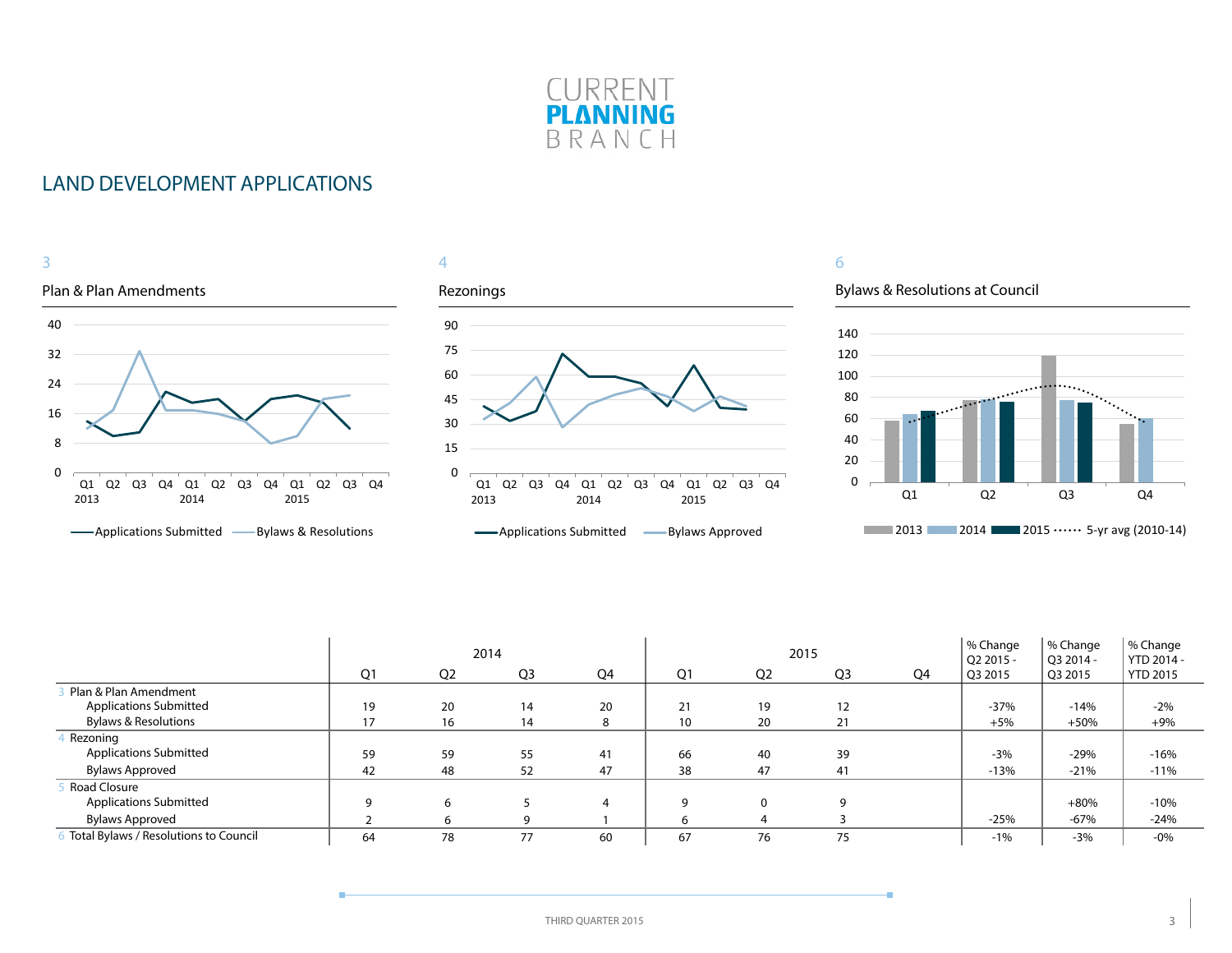# CURRENT PLANNING BRANCH

## LAND DEVELOPMENT APPLICATIONS

3

Plan & Plan Amendments

4

Rezonings

6

Bylaws & Resolutions at Council

| | 2014 | | | | 2015 | | | | % Change Q2 2015 - Q3 2015 | % Change Q3 2014 - Q3 2015 | % Change YTD 2014 - YTD 2015 |
|---|---|---|---|---|---|---|---|---|---|---|---|
| | Q1 | Q2 | Q3 | Q4 | Q1 | Q2 | Q3 | Q4 | | | |
| 3 Plan & Plan Amendment | | | | | | | | | | | |
| Applications Submitted | 19 | 20 | 14 | 20 | 21 | 19 | 12 | | -37% | -14% | -2% |
| Bylaws & Resolutions | 17 | 16 | 14 | 8 | 10 | 20 | 21 | | +5% | +50% | +9% |
| 4 Rezoning | | | | | | | | | | | |
| Applications Submitted | 59 | 59 | 55 | 41 | 66 | 40 | 39 | | -3% | -29% | -16% |
| Bylaws Approved | 42 | 48 | 52 | 47 | 38 | 47 | 41 | | -13% | -21% | -11% |
| 5 Road Closure | | | | | | | | | | | |
| Applications Submitted | 9 | 6 | 5 | 4 | 9 | 0 | 9 | | | +80% | -10% |
| Bylaws Approved | 2 | 6 | 9 | 1 | 6 | 4 | 3 | | -25% | -67% | -24% |
| 6 Total Bylaws / Resolutions to Council | 64 | 78 | 77 | 60 | 67 | 76 | 75 | | -1% | -3% | -0% |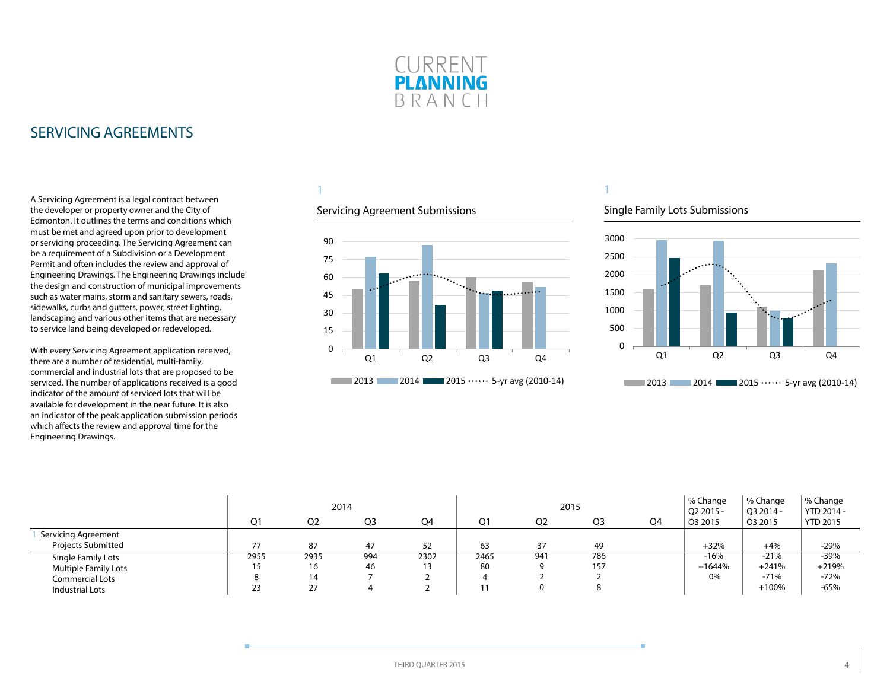## SERVICING AGREEMENTS

A Servicing Agreement is a legal contract between the developer or property owner and the City of Edmonton. It outlines the terms and conditions which must be met and agreed upon prior to development or servicing proceeding. The Servicing Agreement can be a requirement of a Subdivision or a Development Permit and often includes the review and approval of Engineering Drawings. The Engineering Drawings include the design and construction of municipal improvements such as water mains, storm and sanitary sewers, roads, sidewalks, curbs and gutters, power, street lighting, landscaping and various other items that are necessary to service land being developed or redeveloped.

With every Servicing Agreement application received, there are a number of residential, multi-family, commercial and industrial lots that are proposed to be serviced. The number of applications received is a good indicator of the amount of serviced lots that will be available for development in the near future. It is also an indicator of the peak application submission periods which affects the review and approval time for the Engineering Drawings.

1

Servicing Agreement Submissions

1

Single Family Lots Submissions

| | 2014 | | | | 2015 | | | | % Change Q2 2015 - Q3 2015 | % Change Q3 2014 - Q3 2015 | % Change YTD 2014 - YTD 2015 |
|---|---|---|---|---|---|---|---|---|---|---|---|
| | Q1 | Q2 | Q3 | Q4 | Q1 | Q2 | Q3 | Q4 | | | |
| [1] Servicing Agreement Projects Submitted | 77 | 87 | 47 | 52 | 63 | 37 | 49 | | +32% | +4% | -29% |
| Single Family Lots | 2955 | 2935 | 994 | 2302 | 2465 | 941 | 786 | | -16% | -21% | -39% |
| Multiple Family Lots | 15 | 16 | 46 | 13 | 80 | 9 | 157 | | +1644% | +241% | +219% |
| Commercial Lots | 8 | 14 | 7 | 2 | 4 | 2 | 2 | | 0% | -71% | -72% |
| Industrial Lots | 23 | 27 | 4 | 2 | 11 | 0 | 8 | | | +100% | -65% |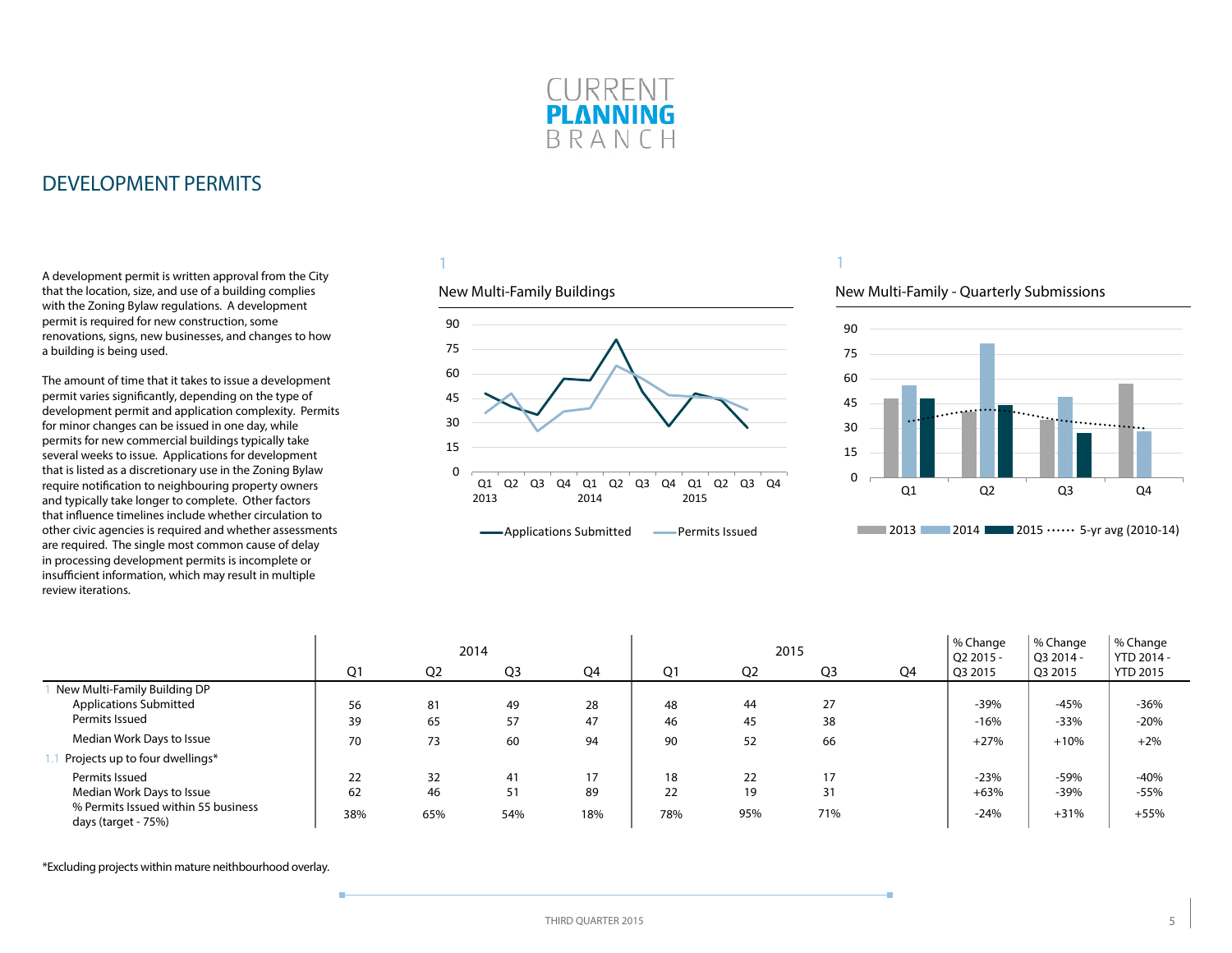# CURRENT PLANNING BRANCH

## DEVELOPMENT PERMITS

A development permit is written approval from the City that the location, size, and use of a building complies with the Zoning Bylaw regulations. A development permit is required for new construction, some renovations, signs, new businesses, and changes to how a building is being used.

The amount of time that it takes to issue a development permit varies significantly, depending on the type of development permit and application complexity. Permits for minor changes can be issued in one day, while permits for new commercial buildings typically take several weeks to issue. Applications for development that is listed as a discretionary use in the Zoning Bylaw require notification to neighbouring property owners and typically take longer to complete. Other factors that influence timelines include whether circulation to other civic agencies is required and whether assessments are required. The single most common cause of delay in processing development permits is incomplete or insufficient information, which may result in multiple review iterations.

1

New Multi-Family Buildings

1

New Multi-Family - Quarterly Submissions

| | 2014 | | | | 2015 | | | | % Change Q2 2015 - Q3 2015 | % Change Q3 2014 - Q3 2015 | % Change YTD 2014 - YTD 2015 |
|---|---|---|---|---|---|---|---|---|---|---|---|
| | Q1 | Q2 | Q3 | Q4 | Q1 | Q2 | Q3 | Q4 | | | |
| 1 New Multi-Family Building DP | | | | | | | | | | | |
| Applications Submitted | 56 | 81 | 49 | 28 | 48 | 44 | 27 | | -39% | -45% | -36% |
| Permits Issued | 39 | 65 | 57 | 47 | 46 | 45 | 38 | | -16% | -33% | -20% |
| Median Work Days to Issue | 70 | 73 | 60 | 94 | 90 | 52 | 66 | | +27% | +10% | +2% |
| 1.1 Projects up to four dwellings* | | | | | | | | | | | |
| Permits Issued | 22 | 32 | 41 | 17 | 18 | 22 | 17 | | -23% | -59% | -40% |
| Median Work Days to Issue | 62 | 46 | 51 | 89 | 22 | 19 | 31 | | +63% | -39% | -55% |
| % Permits Issued within 55 business days (target - 75%) | 38% | 65% | 54% | 18% | 78% | 95% | 71% | | -24% | +31% | +55% |

*Excluding projects within mature neithbourhood overlay.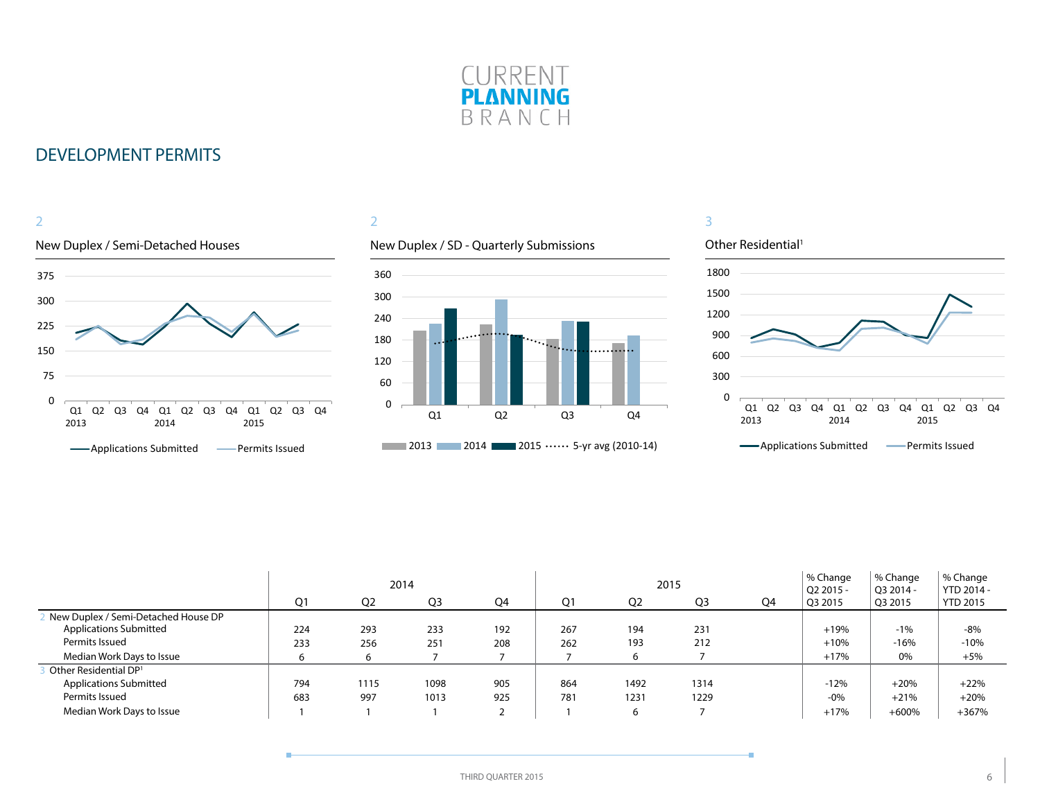# CURRENT PLANNING BRANCH

## DEVELOPMENT PERMITS

2

New Duplex / Semi-Detached Houses

375
300
225
150
75
0

Q1 Q2 Q3 Q4 Q1 Q2 Q3 Q4 Q1 Q2 Q3 Q4
2013 2014 2015

Applications Submitted — Permits Issued

2

New Duplex / SD - Quarterly Submissions

360
300
240
180
120
60
0

Q1 Q2 Q3 Q4

2013 2014 2015 5-yr avg (2010-14)

3

Other Residential[1]

1800
1500
1200
900
600
300
0

Q1 Q2 Q3 Q4 Q1 Q2 Q3 Q4 Q1 Q2 Q3 Q4
2013 2014 2015

Applications Submitted — Permits Issued

| | 2014 | | | | 2015 | | | | % Change Q2 2015 - Q3 2015 | % Change Q3 2014 - Q3 2015 | % Change YTD 2014 - YTD 2015 |
|---|---|---|---|---|---|---|---|---|---|---|---|
| | Q1 | Q2 | Q3 | Q4 | Q1 | Q2 | Q3 | Q4 | | | |
| 2 New Duplex / Semi-Detached House DP | | | | | | | | | | | |
| Applications Submitted | 224 | 293 | 233 | 192 | 267 | 194 | 231 | | +19% | -1% | -8% |
| Permits Issued | 233 | 256 | 251 | 208 | 262 | 193 | 212 | | +10% | -16% | -10% |
| Median Work Days to Issue | 6 | 6 | 7 | 7 | 7 | 6 | 7 | | +17% | 0% | +5% |
| 3 Other Residential DP[1] | | | | | | | | | | | |
| Applications Submitted | 794 | 1115 | 1098 | 905 | 864 | 1492 | 1314 | | -12% | +20% | +22% |
| Permits Issued | 683 | 997 | 1013 | 925 | 781 | 1231 | 1229 | | -0% | +21% | +20% |
| Median Work Days to Issue | 1 | 1 | 1 | 2 | 1 | 6 | 7 | | +17% | +600% | +367% |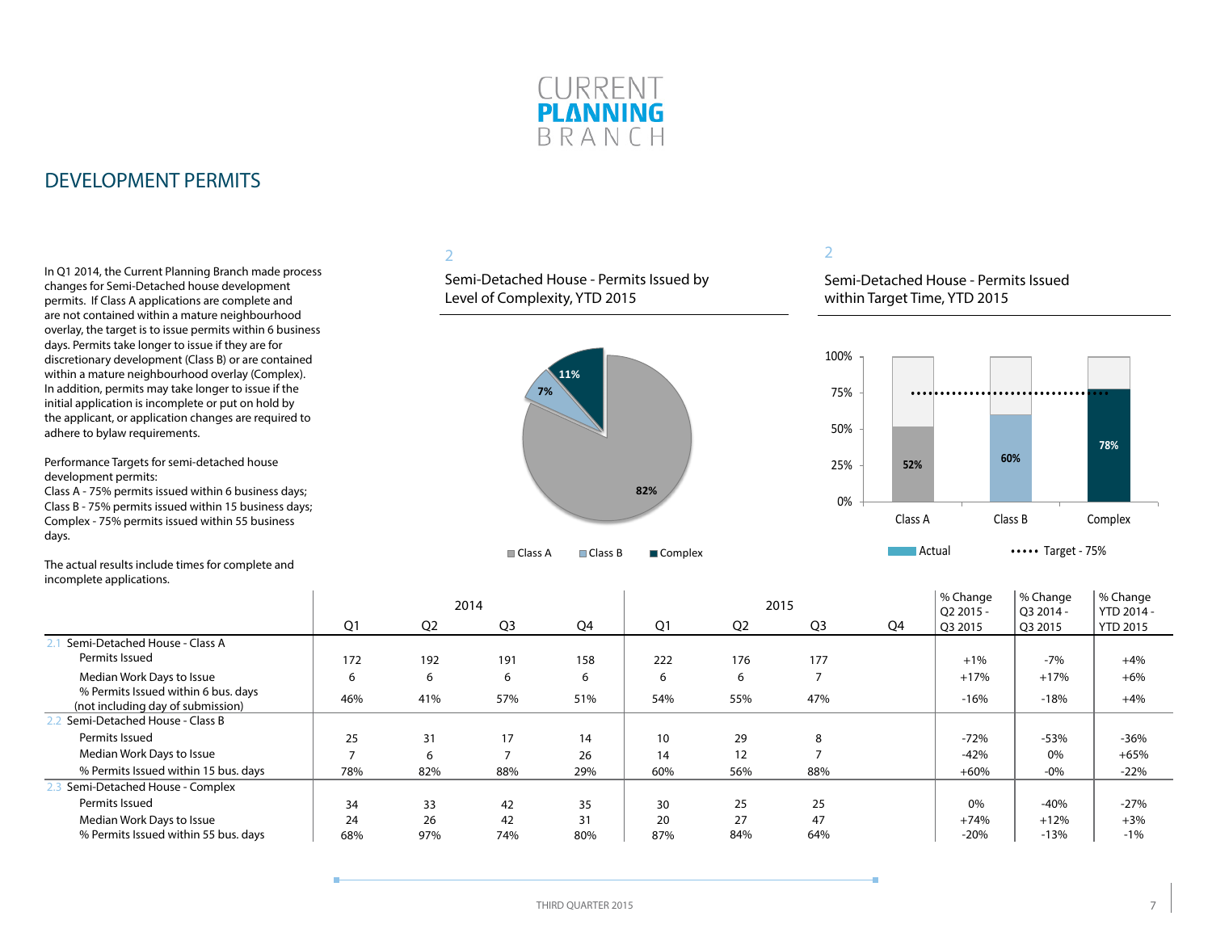# DEVELOPMENT PERMITS

In Q1 2014, the Current Planning Branch made process changes for Semi-Detached house development permits. If Class A applications are complete and are not contained within a mature neighbourhood overlay, the target is to issue permits within 6 business days. Permits take longer to issue if they are for discretionary development (Class B) or are contained within a mature neighbourhood overlay (Complex). In addition, permits may take longer to issue if the initial application is incomplete or put on hold by the applicant, or application changes are required to adhere to bylaw requirements.

Performance Targets for semi-detached house development permits:
Class A - 75% permits issued within 6 business days;
Class B - 75% permits issued within 15 business days;
Complex - 75% permits issued within 55 business days.

The actual results include times for complete and incomplete applications.

2

Semi-Detached House - Permits Issued by Level of Complexity, YTD 2015

| Category | Share |
|---|---|
| Class A | 82% |
| Class B | 7% |
| Complex | 11% |

2

Semi-Detached House - Permits Issued within Target Time, YTD 2015

| Category | Actual | Target |
|---|---|---|
| Class A | 52% | 75% |
| Class B | 60% | 75% |
| Complex | 78% | 75% |

| | 2014 | | | | 2015 | | | | % Change Q2 2015 - Q3 2015 | % Change Q3 2014 - Q3 2015 | % Change YTD 2014 - YTD 2015 |
|---|---|---|---|---|---|---|---|---|---|---|---|
| | Q1 | Q2 | Q3 | Q4 | Q1 | Q2 | Q3 | Q4 | | | |
| 2.1 Semi-Detached House - Class A | | | | | | | | | | | |
| Permits Issued | 172 | 192 | 191 | 158 | 222 | 176 | 177 | | +1% | -7% | +4% |
| Median Work Days to Issue | 6 | 6 | 6 | 6 | 6 | 6 | 7 | | +17% | +17% | +6% |
| % Permits Issued within 6 bus. days (not including day of submission) | 46% | 41% | 57% | 51% | 54% | 55% | 47% | | -16% | -18% | +4% |
| 2.2 Semi-Detached House - Class B | | | | | | | | | | | |
| Permits Issued | 25 | 31 | 17 | 14 | 10 | 29 | 8 | | -72% | -53% | -36% |
| Median Work Days to Issue | 7 | 6 | 7 | 26 | 14 | 12 | 7 | | -42% | 0% | +65% |
| % Permits Issued within 15 bus. days | 78% | 82% | 88% | 29% | 60% | 56% | 88% | | +60% | -0% | -22% |
| 2.3 Semi-Detached House - Complex | | | | | | | | | | | |
| Permits Issued | 34 | 33 | 42 | 35 | 30 | 25 | 25 | | 0% | -40% | -27% |
| Median Work Days to Issue | 24 | 26 | 42 | 31 | 20 | 27 | 47 | | +74% | +12% | +3% |
| % Permits Issued within 55 bus. days | 68% | 97% | 74% | 80% | 87% | 84% | 64% | | -20% | -13% | -1% |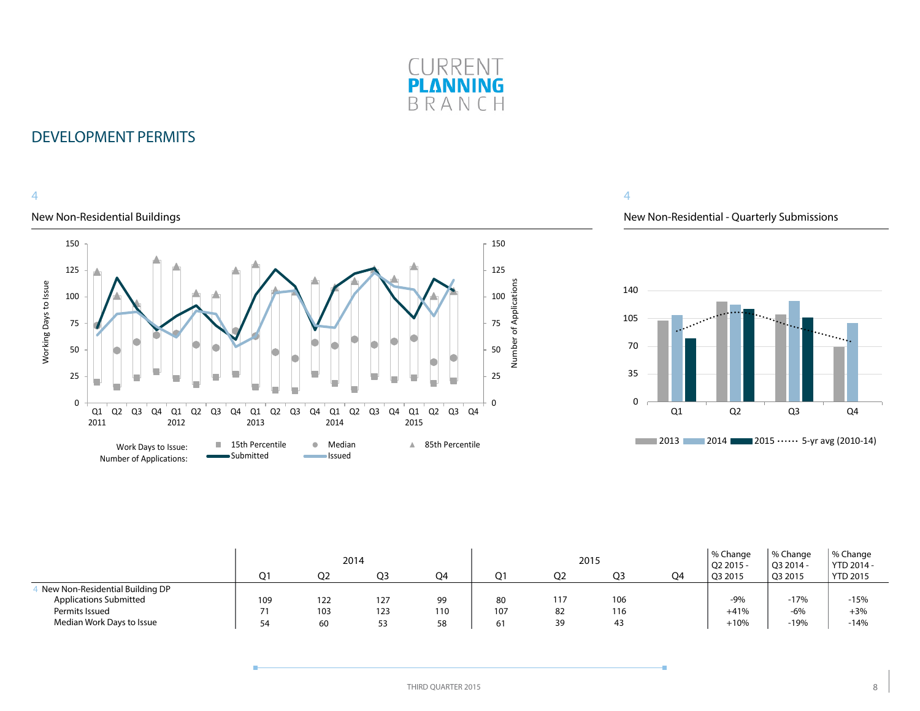# DEVELOPMENT PERMITS

4

## New Non-Residential Buildings

Working Days to Issue / Number of Applications

Work Days to Issue: 15th Percentile, Median, 85th Percentile
Number of Applications: Submitted, Issued

4

## New Non-Residential - Quarterly Submissions

2013, 2014, 2015, 5-yr avg (2010-14)

| | 2014 | | | | 2015 | | | | % Change Q2 2015 - Q3 2015 | % Change Q3 2014 - Q3 2015 | % Change YTD 2014 - YTD 2015 |
|---|---|---|---|---|---|---|---|---|---|---|---|
| | Q1 | Q2 | Q3 | Q4 | Q1 | Q2 | Q3 | Q4 | | | |
| 4 New Non-Residential Building DP | | | | | | | | | | | |
| Applications Submitted | 109 | 122 | 127 | 99 | 80 | 117 | 106 | | -9% | -17% | -15% |
| Permits Issued | 71 | 103 | 123 | 110 | 107 | 82 | 116 | | +41% | -6% | +3% |
| Median Work Days to Issue | 54 | 60 | 53 | 58 | 61 | 39 | 43 | | +10% | -19% | -14% |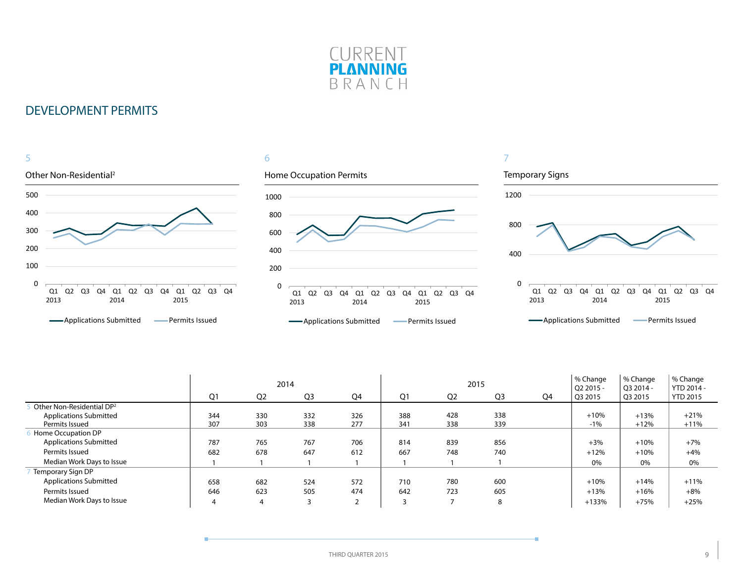# DEVELOPMENT PERMITS

5

Other Non-Residential[2]

6

Home Occupation Permits

7

Temporary Signs

| | 2014 | | | | 2015 | | | | % Change Q2 2015 - Q3 2015 | % Change Q3 2014 - Q3 2015 | % Change YTD 2014 - YTD 2015 |
|---|---|---|---|---|---|---|---|---|---|---|---|
| | Q1 | Q2 | Q3 | Q4 | Q1 | Q2 | Q3 | Q4 | | | |
| 5 Other Non-Residential DP[2] | | | | | | | | | | | |
| Applications Submitted | 344 | 330 | 332 | 326 | 388 | 428 | 338 | | +10% | +13% | +21% |
| Permits Issued | 307 | 303 | 338 | 277 | 341 | 338 | 339 | | -1% | +12% | +11% |
| 6 Home Occupation DP | | | | | | | | | | | |
| Applications Submitted | 787 | 765 | 767 | 706 | 814 | 839 | 856 | | +3% | +10% | +7% |
| Permits Issued | 682 | 678 | 647 | 612 | 667 | 748 | 740 | | +12% | +10% | +4% |
| Median Work Days to Issue | 1 | 1 | 1 | 1 | 1 | 1 | 1 | | 0% | 0% | 0% |
| 7 Temporary Sign DP | | | | | | | | | | | |
| Applications Submitted | 658 | 682 | 524 | 572 | 710 | 780 | 600 | | +10% | +14% | +11% |
| Permits Issued | 646 | 623 | 505 | 474 | 642 | 723 | 605 | | +13% | +16% | +8% |
| Median Work Days to Issue | 4 | 4 | 3 | 2 | 3 | 7 | 8 | | +133% | +75% | +25% |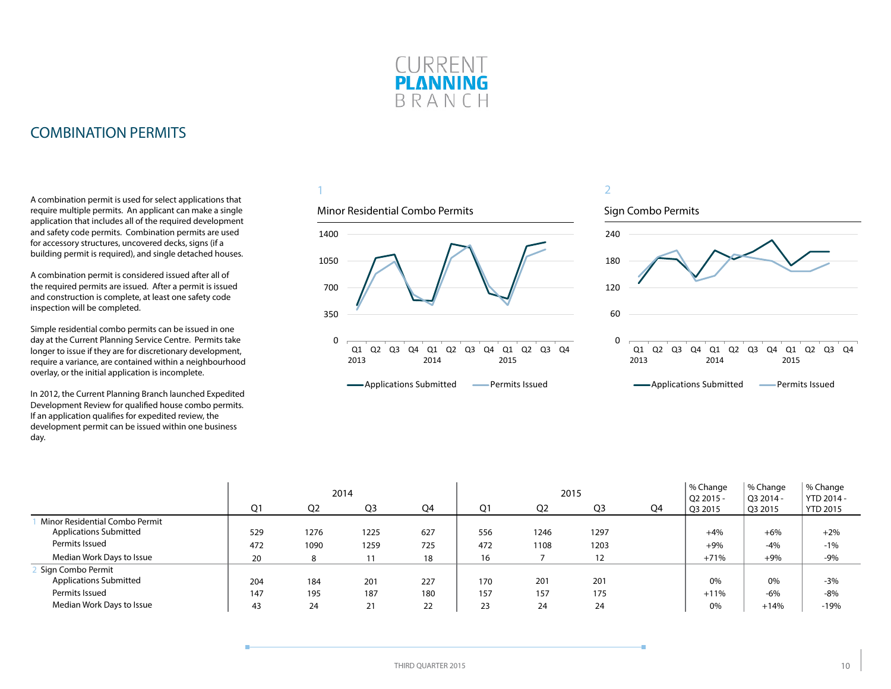## COMBINATION PERMITS

A combination permit is used for select applications that require multiple permits. An applicant can make a single application that includes all of the required development and safety code permits. Combination permits are used for accessory structures, uncovered decks, signs (if a building permit is required), and single detached houses.

A combination permit is considered issued after all of the required permits are issued. After a permit is issued and construction is complete, at least one safety code inspection will be completed.

Simple residential combo permits can be issued in one day at the Current Planning Service Centre. Permits take longer to issue if they are for discretionary development, require a variance, are contained within a neighbourhood overlay, or the initial application is incomplete.

In 2012, the Current Planning Branch launched Expedited Development Review for qualified house combo permits. If an application qualifies for expedited review, the development permit can be issued within one business day.

1

Minor Residential Combo Permits

Applications Submitted — Permits Issued

2

Sign Combo Permits

Applications Submitted — Permits Issued

| | 2014 | | | | 2015 | | | | % Change Q2 2015 - Q3 2015 | % Change Q3 2014 - Q3 2015 | % Change YTD 2014 - YTD 2015 |
|---|---|---|---|---|---|---|---|---|---|---|---|
| | Q1 | Q2 | Q3 | Q4 | Q1 | Q2 | Q3 | Q4 | | | |
| 1 Minor Residential Combo Permit | | | | | | | | | | | |
| Applications Submitted | 529 | 1276 | 1225 | 627 | 556 | 1246 | 1297 | | +4% | +6% | +2% |
| Permits Issued | 472 | 1090 | 1259 | 725 | 472 | 1108 | 1203 | | +9% | -4% | -1% |
| Median Work Days to Issue | 20 | 8 | 11 | 18 | 16 | 7 | 12 | | +71% | +9% | -9% |
| 2 Sign Combo Permit | | | | | | | | | | | |
| Applications Submitted | 204 | 184 | 201 | 227 | 170 | 201 | 201 | | 0% | 0% | -3% |
| Permits Issued | 147 | 195 | 187 | 180 | 157 | 157 | 175 | | +11% | -6% | -8% |
| Median Work Days to Issue | 43 | 24 | 21 | 22 | 23 | 24 | 24 | | 0% | +14% | -19% |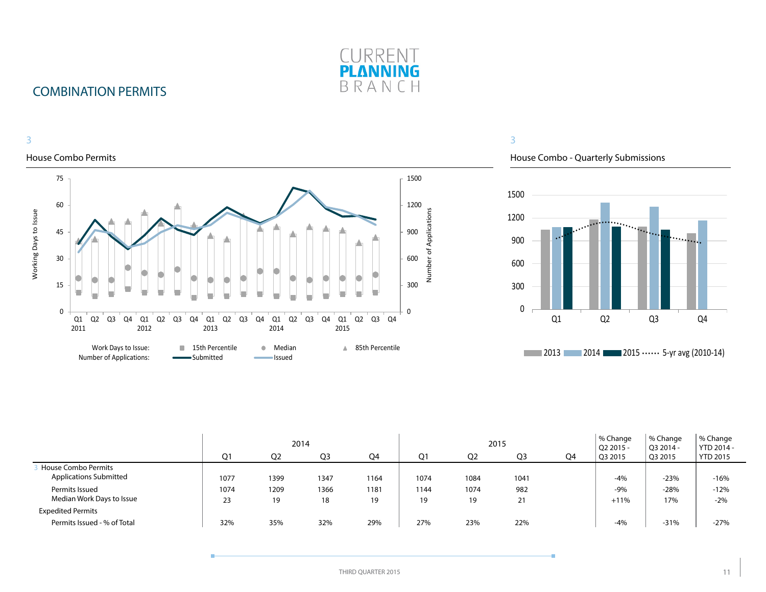## COMBINATION PERMITS

3

### House Combo Permits

Work Days to Issue: 15th Percentile, Median, 85th Percentile
Number of Applications: Submitted, Issued

3

### House Combo - Quarterly Submissions

2013 | 2014 | 2015 | 5-yr avg (2010-14)

| | 2014 | | | | 2015 | | | | % Change Q2 2015 - Q3 2015 | % Change Q3 2014 - Q3 2015 | % Change YTD 2014 - YTD 2015 |
|---|---|---|---|---|---|---|---|---|---|---|---|
| | Q1 | Q2 | Q3 | Q4 | Q1 | Q2 | Q3 | Q4 | | | |
| 3 House Combo Permits | | | | | | | | | | | |
| Applications Submitted | 1077 | 1399 | 1347 | 1164 | 1074 | 1084 | 1041 | | -4% | -23% | -16% |
| Permits Issued | 1074 | 1209 | 1366 | 1181 | 1144 | 1074 | 982 | | -9% | -28% | -12% |
| Median Work Days to Issue | 23 | 19 | 18 | 19 | 19 | 19 | 21 | | +11% | 17% | -2% |
| Expedited Permits | | | | | | | | | | | |
| Permits Issued - % of Total | 32% | 35% | 32% | 29% | 27% | 23% | 22% | | -4% | -31% | -27% |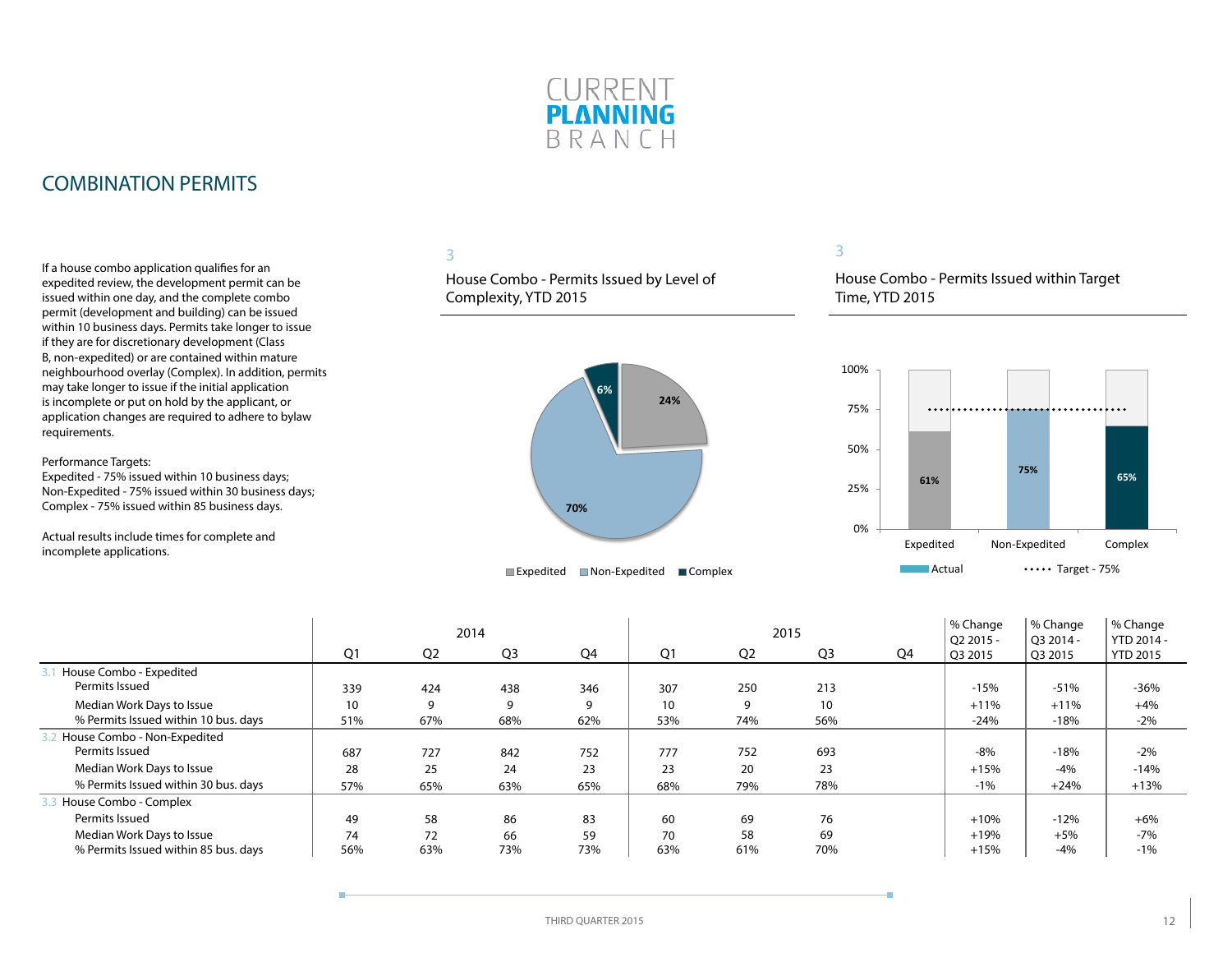# COMBINATION PERMITS

If a house combo application qualifies for an expedited review, the development permit can be issued within one day, and the complete combo permit (development and building) can be issued within 10 business days. Permits take longer to issue if they are for discretionary development (Class B, non-expedited) or are contained within mature neighbourhood overlay (Complex). In addition, permits may take longer to issue if the initial application is incomplete or put on hold by the applicant, or application changes are required to adhere to bylaw requirements.

Performance Targets:
Expedited - 75% issued within 10 business days;
Non-Expedited - 75% issued within 30 business days;
Complex - 75% issued within 85 business days.

Actual results include times for complete and incomplete applications.

3

House Combo - Permits Issued by Level of Complexity, YTD 2015

| Level | Share |
|---|---|
| Expedited | 24% |
| Non-Expedited | 70% |
| Complex | 6% |

3

House Combo - Permits Issued within Target Time, YTD 2015

| | Expedited | Non-Expedited | Complex |
|---|---|---|---|
| Actual | 61% | 75% | 65% |
| Target - 75% | 75% | 75% | 75% |

| | 2014 | | | | 2015 | | | | % Change | % Change | % Change |
|---|---|---|---|---|---|---|---|---|---|---|---|
| | Q1 | Q2 | Q3 | Q4 | Q1 | Q2 | Q3 | Q4 | Q2 2015 - Q3 2015 | Q3 2014 - Q3 2015 | YTD 2014 - YTD 2015 |
| **3.1 House Combo - Expedited** | | | | | | | | | | | |
| Permits Issued | 339 | 424 | 438 | 346 | 307 | 250 | 213 | | -15% | -51% | -36% |
| Median Work Days to Issue | 10 | 9 | 9 | 9 | 10 | 9 | 10 | | +11% | +11% | +4% |
| % Permits Issued within 10 bus. days | 51% | 67% | 68% | 62% | 53% | 74% | 56% | | -24% | -18% | -2% |
| **3.2 House Combo - Non-Expedited** | | | | | | | | | | | |
| Permits Issued | 687 | 727 | 842 | 752 | 777 | 752 | 693 | | -8% | -18% | -2% |
| Median Work Days to Issue | 28 | 25 | 24 | 23 | 23 | 20 | 23 | | +15% | -4% | -14% |
| % Permits Issued within 30 bus. days | 57% | 65% | 63% | 65% | 68% | 79% | 78% | | -1% | +24% | +13% |
| **3.3 House Combo - Complex** | | | | | | | | | | | |
| Permits Issued | 49 | 58 | 86 | 83 | 60 | 69 | 76 | | +10% | -12% | +6% |
| Median Work Days to Issue | 74 | 72 | 66 | 59 | 70 | 58 | 69 | | +19% | +5% | -7% |
| % Permits Issued within 85 bus. days | 56% | 63% | 73% | 73% | 63% | 61% | 70% | | +15% | -4% | -1% |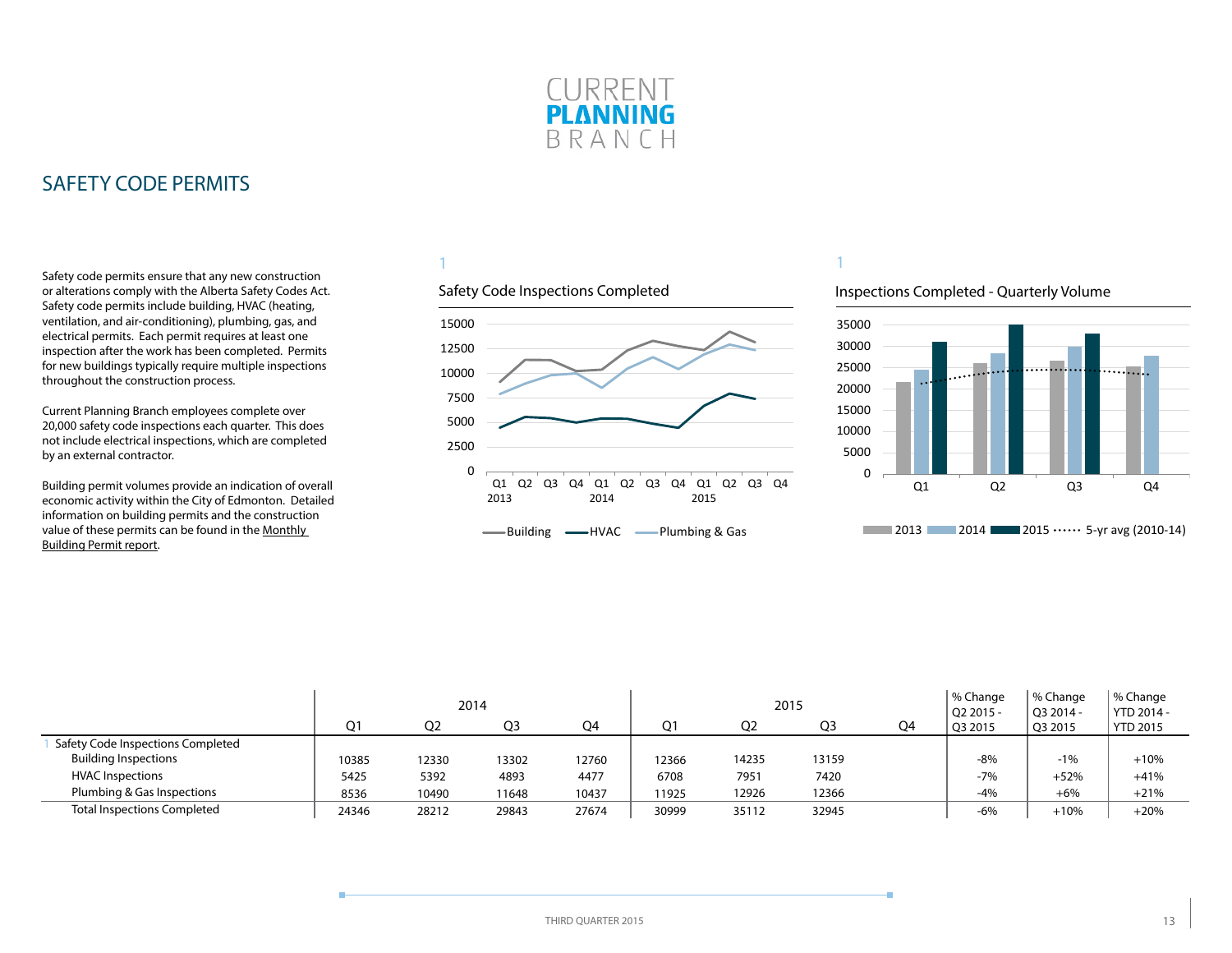CURRENT **PLANNING** BRANCH

## SAFETY CODE PERMITS

Safety code permits ensure that any new construction or alterations comply with the Alberta Safety Codes Act. Safety code permits include building, HVAC (heating, ventilation, and air-conditioning), plumbing, gas, and electrical permits. Each permit requires at least one inspection after the work has been completed. Permits for new buildings typically require multiple inspections throughout the construction process.

Current Planning Branch employees complete over 20,000 safety code inspections each quarter. This does not include electrical inspections, which are completed by an external contractor.

Building permit volumes provide an indication of overall economic activity within the City of Edmonton. Detailed information on building permits and the construction value of these permits can be found in the Monthly Building Permit report.

1

**Safety Code Inspections Completed**

(Line chart: Building, HVAC, Plumbing & Gas; Q1 2013 – Q4 2015)

1

**Inspections Completed - Quarterly Volume**

(Bar chart: 2013, 2014, 2015, 5-yr avg (2010-14); Q1–Q4)

| | 2014 | | | | 2015 | | | | % Change Q2 2015 - Q3 2015 | % Change Q3 2014 - Q3 2015 | % Change YTD 2014 - YTD 2015 |
|---|---|---|---|---|---|---|---|---|---|---|---|
| | Q1 | Q2 | Q3 | Q4 | Q1 | Q2 | Q3 | Q4 | | | |
| [1] Safety Code Inspections Completed | | | | | | | | | | | |
| Building Inspections | 10385 | 12330 | 13302 | 12760 | 12366 | 14235 | 13159 | | -8% | -1% | +10% |
| HVAC Inspections | 5425 | 5392 | 4893 | 4477 | 6708 | 7951 | 7420 | | -7% | +52% | +41% |
| Plumbing & Gas Inspections | 8536 | 10490 | 11648 | 10437 | 11925 | 12926 | 12366 | | -4% | +6% | +21% |
| Total Inspections Completed | 24346 | 28212 | 29843 | 27674 | 30999 | 35112 | 32945 | | -6% | +10% | +20% |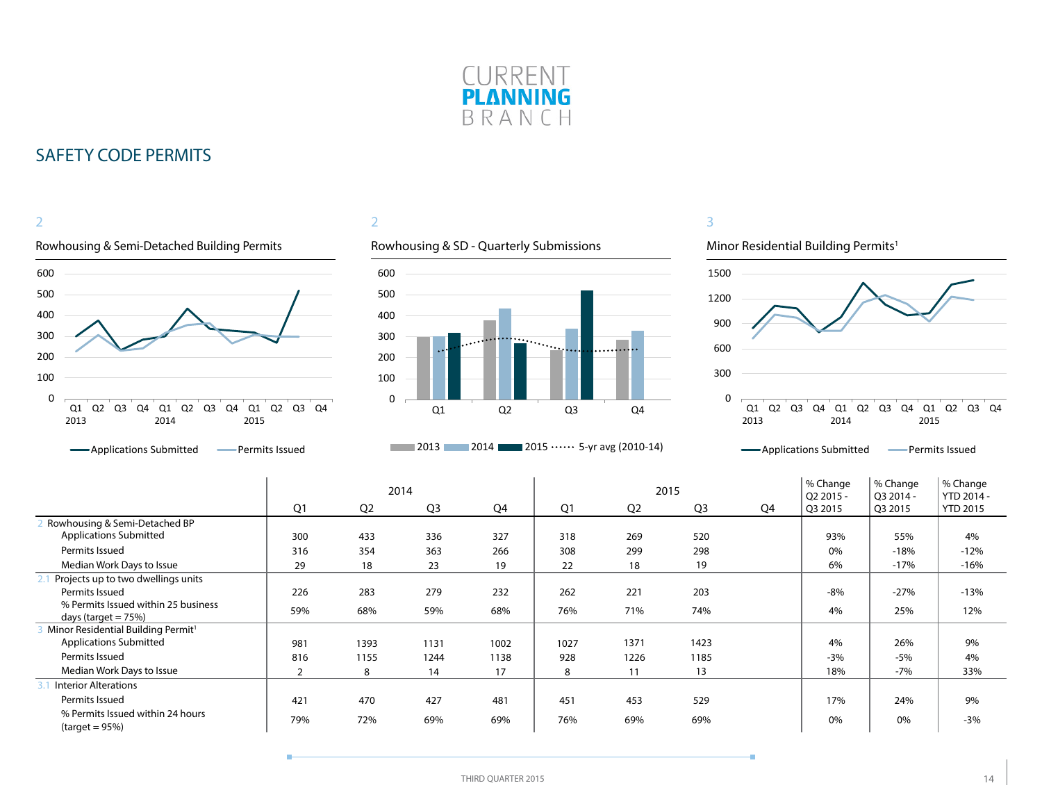CURRENT
**PLANNING**
BRANCH

## SAFETY CODE PERMITS

2

**Rowhousing & Semi-Detached Building Permits**

600
500
400
300
200
100
0

Q1 2013 Q2 Q3 Q4 Q1 2014 Q2 Q3 Q4 Q1 2015 Q2 Q3 Q4

Applications Submitted — Permits Issued

2

**Rowhousing & SD - Quarterly Submissions**

600
500
400
300
200
100
0

Q1 Q2 Q3 Q4

2013 2014 2015 5-yr avg (2010-14)

3

**Minor Residential Building Permits**[1]

1500
1200
900
600
300
0

Q1 2013 Q2 Q3 Q4 Q1 2014 Q2 Q3 Q4 Q1 2015 Q2 Q3 Q4

Applications Submitted — Permits Issued

| | 2014 | | | | 2015 | | | | % Change Q2 2015 - Q3 2015 | % Change Q3 2014 - Q3 2015 | % Change YTD 2014 - YTD 2015 |
|---|---|---|---|---|---|---|---|---|---|---|---|
| | Q1 | Q2 | Q3 | Q4 | Q1 | Q2 | Q3 | Q4 | | | |
| 2 Rowhousing & Semi-Detached BP | | | | | | | | | | | |
| Applications Submitted | 300 | 433 | 336 | 327 | 318 | 269 | 520 | | 93% | 55% | 4% |
| Permits Issued | 316 | 354 | 363 | 266 | 308 | 299 | 298 | | 0% | -18% | -12% |
| Median Work Days to Issue | 29 | 18 | 23 | 19 | 22 | 18 | 19 | | 6% | -17% | -16% |
| 2.1 Projects up to two dwellings units | | | | | | | | | | | |
| Permits Issued | 226 | 283 | 279 | 232 | 262 | 221 | 203 | | -8% | -27% | -13% |
| % Permits Issued within 25 business days (target = 75%) | 59% | 68% | 59% | 68% | 76% | 71% | 74% | | 4% | 25% | 12% |
| 3 Minor Residential Building Permit[1] | | | | | | | | | | | |
| Applications Submitted | 981 | 1393 | 1131 | 1002 | 1027 | 1371 | 1423 | | 4% | 26% | 9% |
| Permits Issued | 816 | 1155 | 1244 | 1138 | 928 | 1226 | 1185 | | -3% | -5% | 4% |
| Median Work Days to Issue | 2 | 8 | 14 | 17 | 8 | 11 | 13 | | 18% | -7% | 33% |
| 3.1 Interior Alterations | | | | | | | | | | | |
| Permits Issued | 421 | 470 | 427 | 481 | 451 | 453 | 529 | | 17% | 24% | 9% |
| % Permits Issued within 24 hours (target = 95%) | 79% | 72% | 69% | 69% | 76% | 69% | 69% | | 0% | 0% | -3% |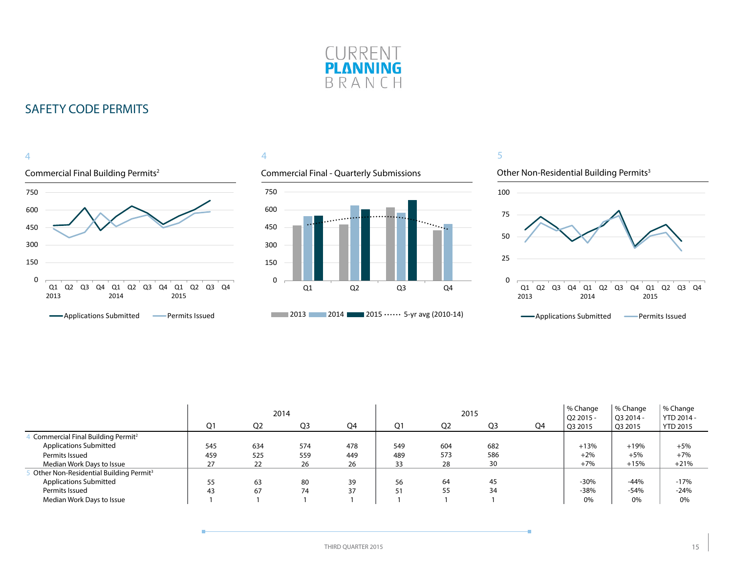CURRENT **PLANNING** BRANCH

## SAFETY CODE PERMITS

4

### Commercial Final Building Permits[2]

750
600
450
300
150
0

Q1 2013 Q2 Q3 Q4 Q1 2014 Q2 Q3 Q4 Q1 2015 Q2 Q3 Q4

Applications Submitted — Permits Issued

4

### Commercial Final - Quarterly Submissions

750
600
450
300
150
0

Q1 Q2 Q3 Q4

2013 2014 2015 5-yr avg (2010-14)

5

### Other Non-Residential Building Permits[3]

100
75
50
25
0

Q1 2013 Q2 Q3 Q4 Q1 2014 Q2 Q3 Q4 Q1 2015 Q2 Q3 Q4

Applications Submitted — Permits Issued

| | 2014 | | | | 2015 | | | | % Change Q2 2015 - Q3 2015 | % Change Q3 2014 - Q3 2015 | % Change YTD 2014 - YTD 2015 |
|---|---|---|---|---|---|---|---|---|---|---|---|
| | Q1 | Q2 | Q3 | Q4 | Q1 | Q2 | Q3 | Q4 | | | |
| 4 Commercial Final Building Permit[2] | | | | | | | | | | | |
| Applications Submitted | 545 | 634 | 574 | 478 | 549 | 604 | 682 | | +13% | +19% | +5% |
| Permits Issued | 459 | 525 | 559 | 449 | 489 | 573 | 586 | | +2% | +5% | +7% |
| Median Work Days to Issue | 27 | 22 | 26 | 26 | 33 | 28 | 30 | | +7% | +15% | +21% |
| 5 Other Non-Residential Building Permit[3] | | | | | | | | | | | |
| Applications Submitted | 55 | 63 | 80 | 39 | 56 | 64 | 45 | | -30% | -44% | -17% |
| Permits Issued | 43 | 67 | 74 | 37 | 51 | 55 | 34 | | -38% | -54% | -24% |
| Median Work Days to Issue | 1 | 1 | 1 | 1 | 1 | 1 | 1 | | 0% | 0% | 0% |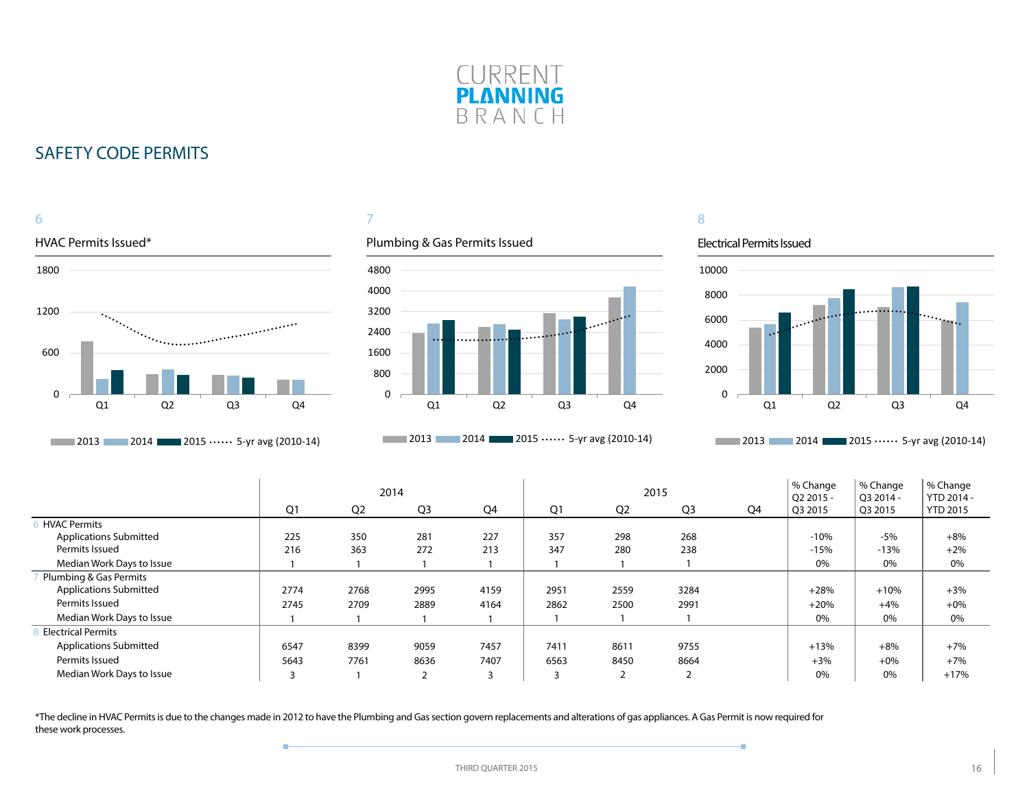CURRENT **PLANNING** BRANCH

## SAFETY CODE PERMITS

6

HVAC Permits Issued*

7

Plumbing & Gas Permits Issued

8

Electrical Permits Issued

■ 2013 ■ 2014 ■ 2015 ······ 5-yr avg (2010-14)

| | 2014 | | | | 2015 | | | | % Change Q2 2015 - Q3 2015 | % Change Q3 2014 - Q3 2015 | % Change YTD 2014 - YTD 2015 |
|---|---|---|---|---|---|---|---|---|---|---|---|
| | Q1 | Q2 | Q3 | Q4 | Q1 | Q2 | Q3 | Q4 | | | |
| 6 HVAC Permits | | | | | | | | | | | |
| Applications Submitted | 225 | 350 | 281 | 227 | 357 | 298 | 268 | | -10% | -5% | +8% |
| Permits Issued | 216 | 363 | 272 | 213 | 347 | 280 | 238 | | -15% | -13% | +2% |
| Median Work Days to Issue | 1 | 1 | 1 | 1 | 1 | 1 | 1 | | 0% | 0% | 0% |
| 7 Plumbing & Gas Permits | | | | | | | | | | | |
| Applications Submitted | 2774 | 2768 | 2995 | 4159 | 2951 | 2559 | 3284 | | +28% | +10% | +3% |
| Permits Issued | 2745 | 2709 | 2889 | 4164 | 2862 | 2500 | 2991 | | +20% | +4% | +0% |
| Median Work Days to Issue | 1 | 1 | 1 | 1 | 1 | 1 | 1 | | 0% | 0% | 0% |
| 8 Electrical Permits | | | | | | | | | | | |
| Applications Submitted | 6547 | 8399 | 9059 | 7457 | 7411 | 8611 | 9755 | | +13% | +8% | +7% |
| Permits Issued | 5643 | 7761 | 8636 | 7407 | 6563 | 8450 | 8664 | | +3% | +0% | +7% |
| Median Work Days to Issue | 3 | 1 | 2 | 3 | 3 | 2 | 2 | | 0% | 0% | +17% |

*The decline in HVAC Permits is due to the changes made in 2012 to have the Plumbing and Gas section govern replacements and alterations of gas appliances. A Gas Permit is now required for these work processes.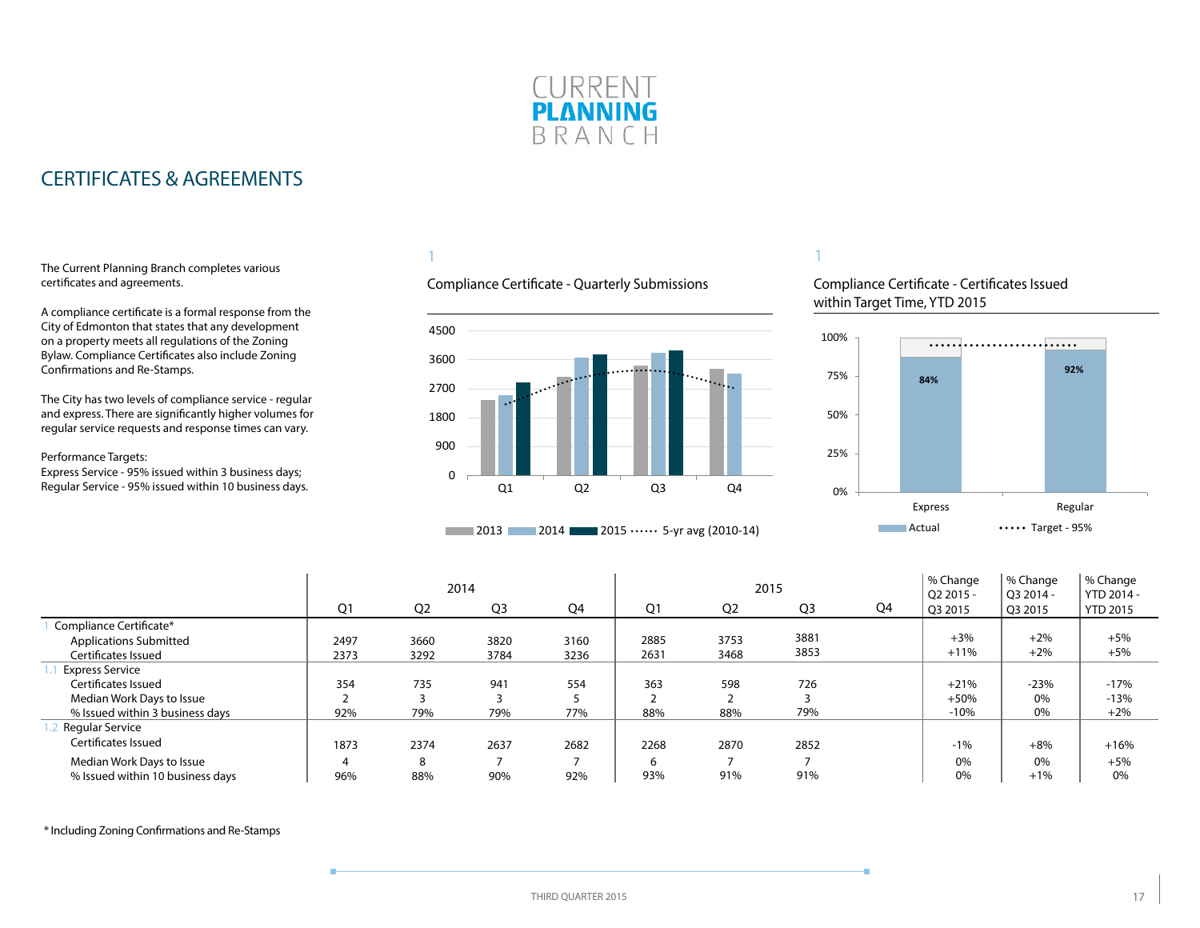# CURRENT PLANNING BRANCH

## CERTIFICATES & AGREEMENTS

The Current Planning Branch completes various certificates and agreements.

A compliance certificate is a formal response from the City of Edmonton that states that any development on a property meets all regulations of the Zoning Bylaw. Compliance Certificates also include Zoning Confirmations and Re-Stamps.

The City has two levels of compliance service - regular and express. There are significantly higher volumes for regular service requests and response times can vary.

Performance Targets:
Express Service - 95% issued within 3 business days;
Regular Service - 95% issued within 10 business days.

1

Compliance Certificate - Quarterly Submissions

| | Q1 | Q2 | Q3 | Q4 |
|---|---|---|---|---|
| 4500 | | | | |
| 3600 | | | | |
| 2700 | | | | |
| 1800 | | | | |
| 900 | | | | |
| 0 | | | | |

2013 | 2014 | 2015 | 5-yr avg (2010-14)

1

Compliance Certificate - Certificates Issued within Target Time, YTD 2015

| | Express | Regular |
|---|---|---|
| Actual | 84% | 92% |
| Target - 95% | | |

| | 2014 | | | | 2015 | | | | % Change Q2 2015 - Q3 2015 | % Change Q3 2014 - Q3 2015 | % Change YTD 2014 - YTD 2015 |
|---|---|---|---|---|---|---|---|---|---|---|---|
| | Q1 | Q2 | Q3 | Q4 | Q1 | Q2 | Q3 | Q4 | | | |
| 1 Compliance Certificate* | | | | | | | | | | | |
| Applications Submitted | 2497 | 3660 | 3820 | 3160 | 2885 | 3753 | 3881 | | +3% | +2% | +5% |
| Certificates Issued | 2373 | 3292 | 3784 | 3236 | 2631 | 3468 | 3853 | | +11% | +2% | +5% |
| 1.1 Express Service | | | | | | | | | | | |
| Certificates Issued | 354 | 735 | 941 | 554 | 363 | 598 | 726 | | +21% | -23% | -17% |
| Median Work Days to Issue | 2 | 3 | 3 | 5 | 2 | 2 | 3 | | +50% | 0% | -13% |
| % Issued within 3 business days | 92% | 79% | 79% | 77% | 88% | 88% | 79% | | -10% | 0% | +2% |
| 1.2 Regular Service | | | | | | | | | | | |
| Certificates Issued | 1873 | 2374 | 2637 | 2682 | 2268 | 2870 | 2852 | | -1% | +8% | +16% |
| Median Work Days to Issue | 4 | 8 | 7 | 7 | 6 | 7 | 7 | | 0% | 0% | +5% |
| % Issued within 10 business days | 96% | 88% | 90% | 92% | 93% | 91% | 91% | | 0% | +1% | 0% |

\* Including Zoning Confirmations and Re-Stamps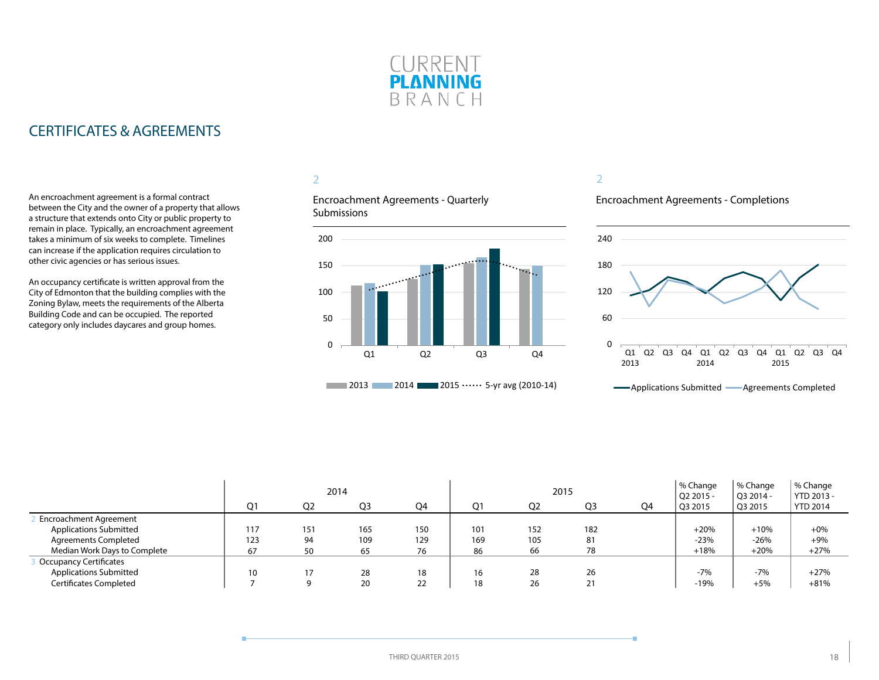## CERTIFICATES & AGREEMENTS

An encroachment agreement is a formal contract between the City and the owner of a property that allows a structure that extends onto City or public property to remain in place. Typically, an encroachment agreement takes a minimum of six weeks to complete. Timelines can increase if the application requires circulation to other civic agencies or has serious issues.

An occupancy certificate is written approval from the City of Edmonton that the building complies with the Zoning Bylaw, meets the requirements of the Alberta Building Code and can be occupied. The reported category only includes daycares and group homes.

2

Encroachment Agreements - Quarterly Submissions

2013 | 2014 | 2015 | 5-yr avg (2010-14)

2

Encroachment Agreements - Completions

Applications Submitted | Agreements Completed

| | 2014 Q1 | 2014 Q2 | 2014 Q3 | 2014 Q4 | 2015 Q1 | 2015 Q2 | 2015 Q3 | 2015 Q4 | % Change Q2 2015 - Q3 2015 | % Change Q3 2014 - Q3 2015 | % Change YTD 2013 - YTD 2014 |
|---|---|---|---|---|---|---|---|---|---|---|---|
| 2 Encroachment Agreement | | | | | | | | | | | |
| Applications Submitted | 117 | 151 | 165 | 150 | 101 | 152 | 182 | | +20% | +10% | +0% |
| Agreements Completed | 123 | 94 | 109 | 129 | 169 | 105 | 81 | | -23% | -26% | +9% |
| Median Work Days to Complete | 67 | 50 | 65 | 76 | 86 | 66 | 78 | | +18% | +20% | +27% |
| 3 Occupancy Certificates | | | | | | | | | | | |
| Applications Submitted | 10 | 17 | 28 | 18 | 16 | 28 | 26 | | -7% | -7% | +27% |
| Certificates Completed | 7 | 9 | 20 | 22 | 18 | 26 | 21 | | -19% | +5% | +81% |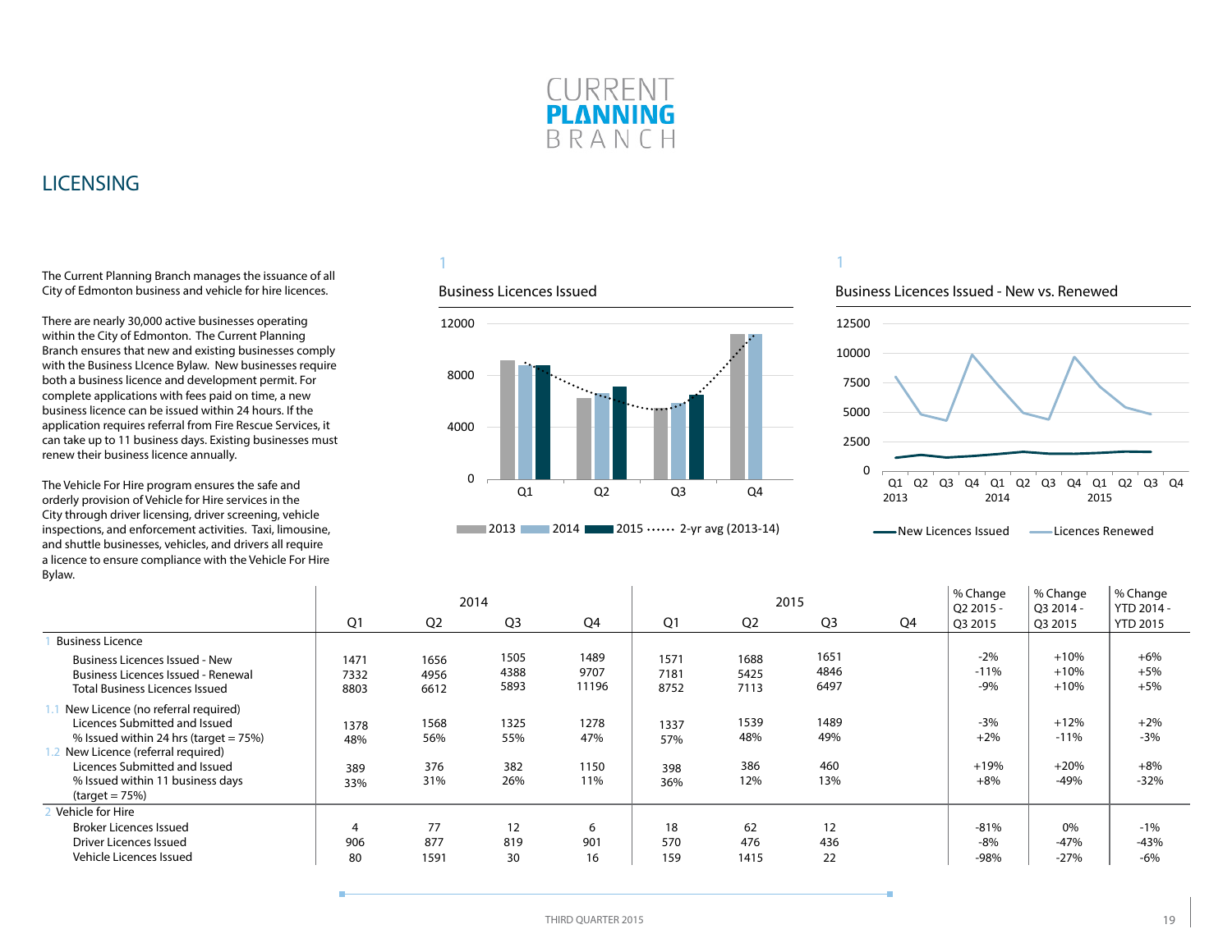# LICENSING

The Current Planning Branch manages the issuance of all City of Edmonton business and vehicle for hire licences.

There are nearly 30,000 active businesses operating within the City of Edmonton. The Current Planning Branch ensures that new and existing businesses comply with the Business LIcence Bylaw. New businesses require both a business licence and development permit. For complete applications with fees paid on time, a new business licence can be issued within 24 hours. If the application requires referral from Fire Rescue Services, it can take up to 11 business days. Existing businesses must renew their business licence annually.

The Vehicle For Hire program ensures the safe and orderly provision of Vehicle for Hire services in the City through driver licensing, driver screening, vehicle inspections, and enforcement activities. Taxi, limousine, and shuttle businesses, vehicles, and drivers all require a licence to ensure compliance with the Vehicle For Hire Bylaw.

1

Business Licences Issued

1

Business Licences Issued - New vs. Renewed

| | 2014 | | | | 2015 | | | | % Change Q2 2015 - Q3 2015 | % Change Q3 2014 - Q3 2015 | % Change YTD 2014 - YTD 2015 |
|---|---|---|---|---|---|---|---|---|---|---|---|
| | Q1 | Q2 | Q3 | Q4 | Q1 | Q2 | Q3 | Q4 | | | |
| 1 Business Licence | | | | | | | | | | | |
| Business Licences Issued - New | 1471 | 1656 | 1505 | 1489 | 1571 | 1688 | 1651 | | -2% | +10% | +6% |
| Business Licences Issued - Renewal | 7332 | 4956 | 4388 | 9707 | 7181 | 5425 | 4846 | | -11% | +10% | +5% |
| Total Business Licences Issued | 8803 | 6612 | 5893 | 11196 | 8752 | 7113 | 6497 | | -9% | +10% | +5% |
| 1.1 New Licence (no referral required) | | | | | | | | | | | |
| Licences Submitted and Issued | 1378 | 1568 | 1325 | 1278 | 1337 | 1539 | 1489 | | -3% | +12% | +2% |
| % Issued within 24 hrs (target = 75%) | 48% | 56% | 55% | 47% | 57% | 48% | 49% | | +2% | -11% | -3% |
| 1.2 New Licence (referral required) | | | | | | | | | | | |
| Licences Submitted and Issued | 389 | 376 | 382 | 1150 | 398 | 386 | 460 | | +19% | +20% | +8% |
| % Issued within 11 business days (target = 75%) | 33% | 31% | 26% | 11% | 36% | 12% | 13% | | +8% | -49% | -32% |
| 2 Vehicle for Hire | | | | | | | | | | | |
| Broker Licences Issued | 4 | 77 | 12 | 6 | 18 | 62 | 12 | | -81% | 0% | -1% |
| Driver Licences Issued | 906 | 877 | 819 | 901 | 570 | 476 | 436 | | -8% | -47% | -43% |
| Vehicle Licences Issued | 80 | 1591 | 30 | 16 | 159 | 1415 | 22 | | -98% | -27% | -6% |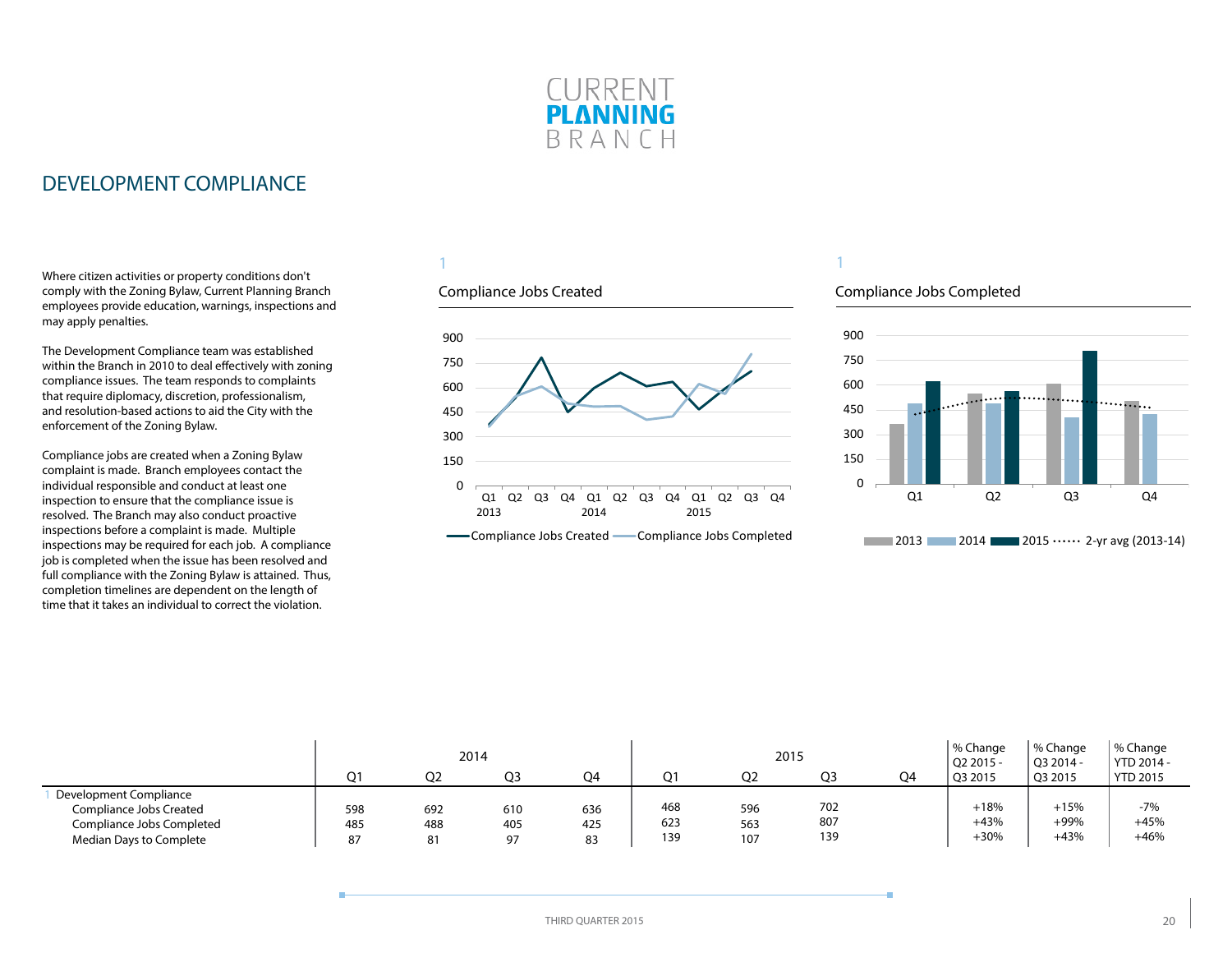## DEVELOPMENT COMPLIANCE

Where citizen activities or property conditions don't comply with the Zoning Bylaw, Current Planning Branch employees provide education, warnings, inspections and may apply penalties.

The Development Compliance team was established within the Branch in 2010 to deal effectively with zoning compliance issues. The team responds to complaints that require diplomacy, discretion, professionalism, and resolution-based actions to aid the City with the enforcement of the Zoning Bylaw.

Compliance jobs are created when a Zoning Bylaw complaint is made. Branch employees contact the individual responsible and conduct at least one inspection to ensure that the compliance issue is resolved. The Branch may also conduct proactive inspections before a complaint is made. Multiple inspections may be required for each job. A compliance job is completed when the issue has been resolved and full compliance with the Zoning Bylaw is attained. Thus, completion timelines are dependent on the length of time that it takes an individual to correct the violation.

1

Compliance Jobs Created

1

Compliance Jobs Completed

| | 2014 | | | | 2015 | | | | % Change Q2 2015 - Q3 2015 | % Change Q3 2014 - Q3 2015 | % Change YTD 2014 - YTD 2015 |
|---|---|---|---|---|---|---|---|---|---|---|---|
| | Q1 | Q2 | Q3 | Q4 | Q1 | Q2 | Q3 | Q4 | | | |
| 1 Development Compliance | | | | | | | | | | | |
| Compliance Jobs Created | 598 | 692 | 610 | 636 | 468 | 596 | 702 | | +18% | +15% | -7% |
| Compliance Jobs Completed | 485 | 488 | 405 | 425 | 623 | 563 | 807 | | +43% | +99% | +45% |
| Median Days to Complete | 87 | 81 | 97 | 83 | 139 | 107 | 139 | | +30% | +43% | +46% |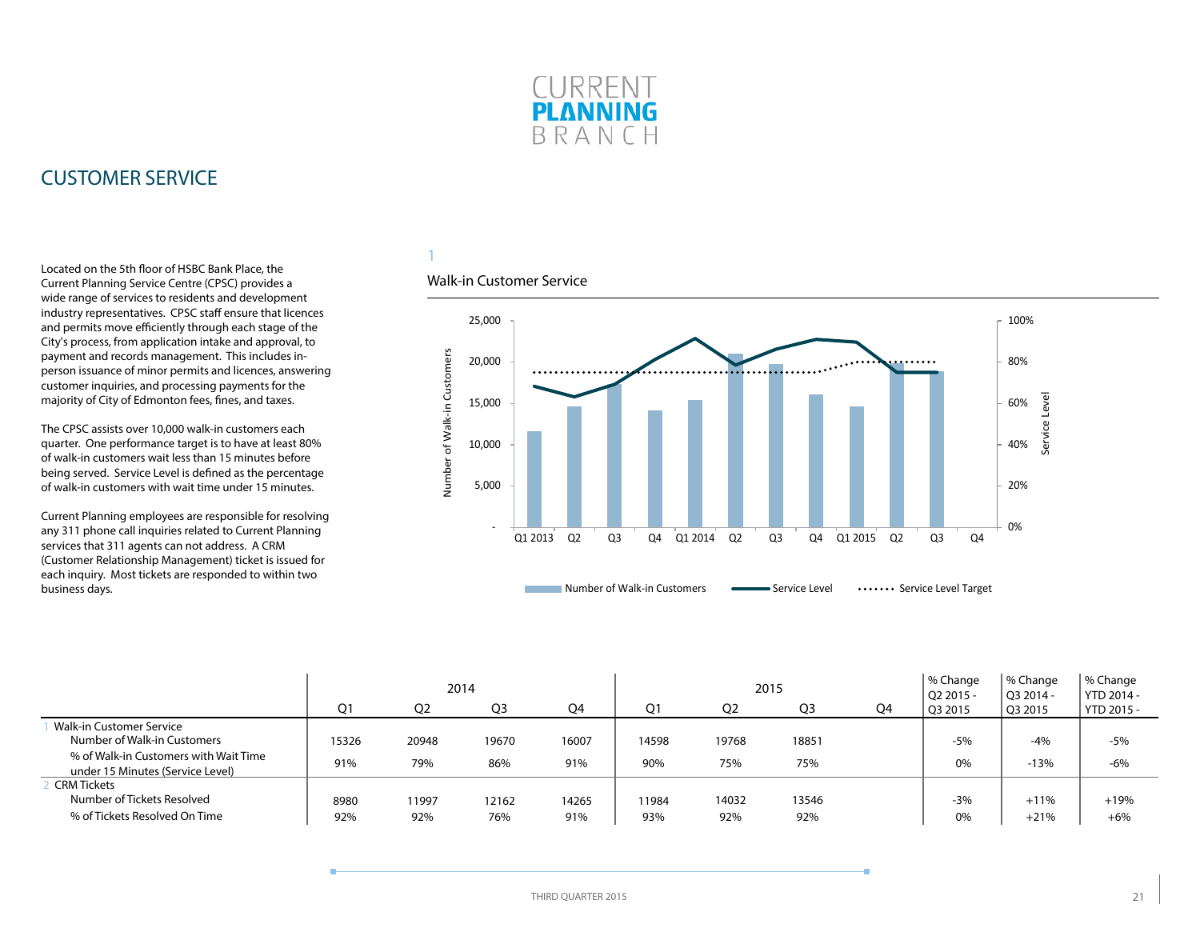CURRENT
**PLANNING**
BRANCH

# CUSTOMER SERVICE

Located on the 5th floor of HSBC Bank Place, the Current Planning Service Centre (CPSC) provides a wide range of services to residents and development industry representatives. CPSC staff ensure that licences and permits move efficiently through each stage of the City's process, from application intake and approval, to payment and records management. This includes in-person issuance of minor permits and licences, answering customer inquiries, and processing payments for the majority of City of Edmonton fees, fines, and taxes.

The CPSC assists over 10,000 walk-in customers each quarter. One performance target is to have at least 80% of walk-in customers wait less than 15 minutes before being served. Service Level is defined as the percentage of walk-in customers with wait time under 15 minutes.

Current Planning employees are responsible for resolving any 311 phone call inquiries related to Current Planning services that 311 agents can not address. A CRM (Customer Relationship Management) ticket is issued for each inquiry. Most tickets are responded to within two business days.

1

## Walk-in Customer Service

| | 2014 | | | | 2015 | | | | % Change Q2 2015 - Q3 2015 | % Change Q3 2014 - Q3 2015 | % Change YTD 2014 - YTD 2015 - |
|---|---|---|---|---|---|---|---|---|---|---|---|
| | Q1 | Q2 | Q3 | Q4 | Q1 | Q2 | Q3 | Q4 | | | |
| 1 Walk-in Customer Service | | | | | | | | | | | |
| Number of Walk-in Customers | 15326 | 20948 | 19670 | 16007 | 14598 | 19768 | 18851 | | -5% | -4% | -5% |
| % of Walk-in Customers with Wait Time under 15 Minutes (Service Level) | 91% | 79% | 86% | 91% | 90% | 75% | 75% | | 0% | -13% | -6% |
| 2 CRM Tickets | | | | | | | | | | | |
| Number of Tickets Resolved | 8980 | 11997 | 12162 | 14265 | 11984 | 14032 | 13546 | | -3% | +11% | +19% |
| % of Tickets Resolved On Time | 92% | 92% | 76% | 91% | 93% | 92% | 92% | | 0% | +21% | +6% |

THIRD QUARTER 2015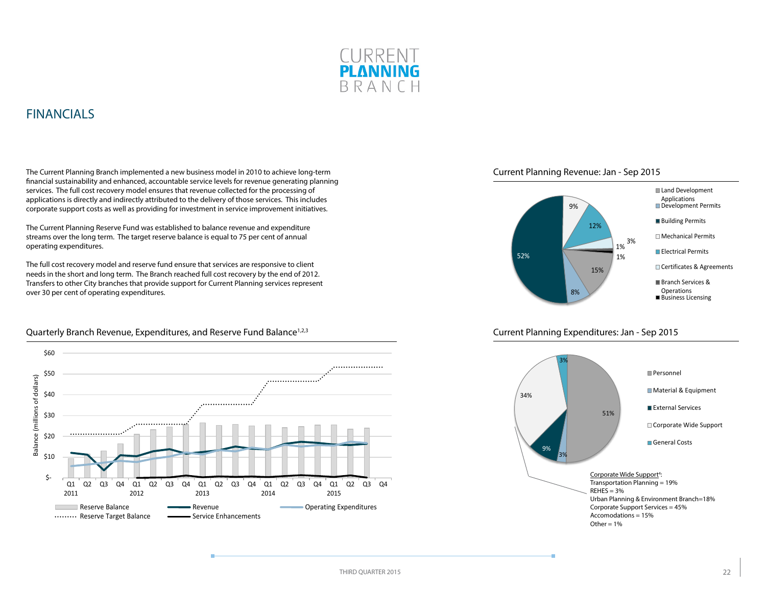# CURRENT PLANNING BRANCH

## FINANCIALS

The Current Planning Branch implemented a new business model in 2010 to achieve long-term financial sustainability and enhanced, accountable service levels for revenue generating planning services. The full cost recovery model ensures that revenue collected for the processing of applications is directly and indirectly attributed to the delivery of those services. This includes corporate support costs as well as providing for investment in service improvement initiatives.

The Current Planning Reserve Fund was established to balance revenue and expenditure streams over the long term. The target reserve balance is equal to 75 per cent of annual operating expenditures.

The full cost recovery model and reserve fund ensure that services are responsive to client needs in the short and long term. The Branch reached full cost recovery by the end of 2012. Transfers to other City branches that provide support for Current Planning services represent over 30 per cent of operating expenditures.

### Quarterly Branch Revenue, Expenditures, and Reserve Fund Balance[1,2,3]

Balance (millions of dollars): $-, $10, $20, $30, $40, $50, $60

Q1 Q2 Q3 Q4 2011 | Q1 Q2 Q3 Q4 2012 | Q1 Q2 Q3 Q4 2013 | Q1 Q2 Q3 Q4 2014 | Q1 Q2 Q3 Q4 2015

Legend: Reserve Balance; Reserve Target Balance; Revenue; Service Enhancements; Operating Expenditures

### Current Planning Revenue: Jan - Sep 2015

| Category | Share |
|---|---|
| Land Development Applications | 9% |
| Development Permits | 12% |
| Building Permits | 52% |
| Mechanical Permits | 3% |
| Electrical Permits | 8% |
| Certificates & Agreements | 1% |
| Branch Services & Operations | 1% |
| Business Licensing | 15% |

### Current Planning Expenditures: Jan - Sep 2015

| Category | Share |
|---|---|
| Personnel | 51% |
| Material & Equipment | 3% |
| External Services | 9% |
| Corporate Wide Support | 34% |
| General Costs | 3% |

Corporate Wide Support[4]:
Transportation Planning = 19%
REHES = 3%
Urban Planning & Environment Branch=18%
Corporate Support Services = 45%
Accomodations = 15%
Other = 1%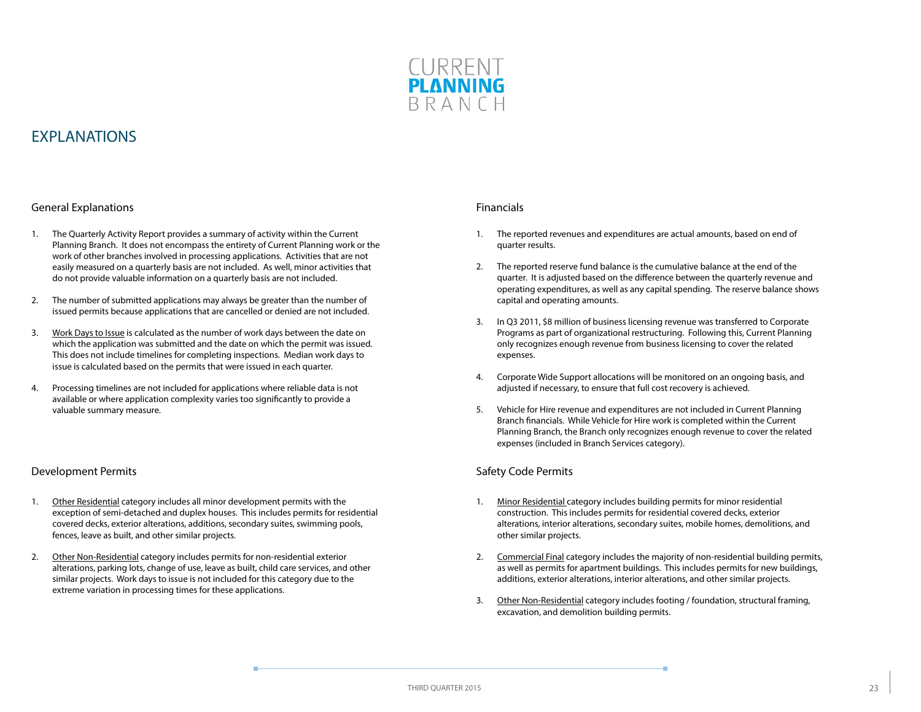CURRENT **PLANNING** BRANCH

# EXPLANATIONS

## General Explanations

1. The Quarterly Activity Report provides a summary of activity within the Current Planning Branch. It does not encompass the entirety of Current Planning work or the work of other branches involved in processing applications. Activities that are not easily measured on a quarterly basis are not included. As well, minor activities that do not provide valuable information on a quarterly basis are not included.

2. The number of submitted applications may always be greater than the number of issued permits because applications that are cancelled or denied are not included.

3. Work Days to Issue is calculated as the number of work days between the date on which the application was submitted and the date on which the permit was issued. This does not include timelines for completing inspections. Median work days to issue is calculated based on the permits that were issued in each quarter.

4. Processing timelines are not included for applications where reliable data is not available or where application complexity varies too significantly to provide a valuable summary measure.

## Development Permits

1. Other Residential category includes all minor development permits with the exception of semi-detached and duplex houses. This includes permits for residential covered decks, exterior alterations, additions, secondary suites, swimming pools, fences, leave as built, and other similar projects.

2. Other Non-Residential category includes permits for non-residential exterior alterations, parking lots, change of use, leave as built, child care services, and other similar projects. Work days to issue is not included for this category due to the extreme variation in processing times for these applications.

## Financials

1. The reported revenues and expenditures are actual amounts, based on end of quarter results.

2. The reported reserve fund balance is the cumulative balance at the end of the quarter. It is adjusted based on the difference between the quarterly revenue and operating expenditures, as well as any capital spending. The reserve balance shows capital and operating amounts.

3. In Q3 2011, $8 million of business licensing revenue was transferred to Corporate Programs as part of organizational restructuring. Following this, Current Planning only recognizes enough revenue from business licensing to cover the related expenses.

4. Corporate Wide Support allocations will be monitored on an ongoing basis, and adjusted if necessary, to ensure that full cost recovery is achieved.

5. Vehicle for Hire revenue and expenditures are not included in Current Planning Branch financials. While Vehicle for Hire work is completed within the Current Planning Branch, the Branch only recognizes enough revenue to cover the related expenses (included in Branch Services category).

## Safety Code Permits

1. Minor Residential category includes building permits for minor residential construction. This includes permits for residential covered decks, exterior alterations, interior alterations, secondary suites, mobile homes, demolitions, and other similar projects.

2. Commercial Final category includes the majority of non-residential building permits, as well as permits for apartment buildings. This includes permits for new buildings, additions, exterior alterations, interior alterations, and other similar projects.

3. Other Non-Residential category includes footing / foundation, structural framing, excavation, and demolition building permits.